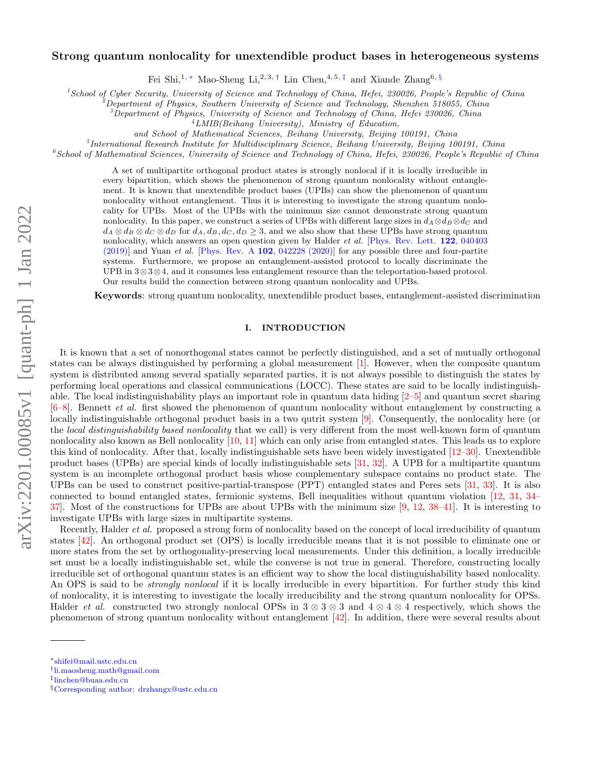# Strong quantum nonlocality for unextendible product bases in heterogeneous systems

Fei Shi,[1,*] Mao-Sheng Li,[2,3,†] Lin Chen,[4,5,‡] and Xiande Zhang[6,§]

[1]School of Cyber Security, University of Science and Technology of China, Hefei, 230026, People's Republic of China
[2]Department of Physics, Southern University of Science and Technology, Shenzhen 518055, China
[3]Department of Physics, University of Science and Technology of China, Hefei 230026, China
[4]LMIB(Beihang University), Ministry of Education, and School of Mathematical Sciences, Beihang University, Beijing 100191, China
[5]International Research Institute for Multidisciplinary Science, Beihang University, Beijing 100191, China
[6]School of Mathematical Sciences, University of Science and Technology of China, Hefei, 230026, People's Republic of China

A set of multipartite orthogonal product states is strongly nonlocal if it is locally irreducible in every bipartition, which shows the phenomenon of strong quantum nonlocality without entanglement. It is known that unextendible product bases (UPBs) can show the phenomenon of quantum nonlocality without entanglement. Thus it is interesting to investigate the strong quantum nonlocality for UPBs. Most of the UPBs with the minimum size cannot demonstrate strong quantum nonlocality. In this paper, we construct a series of UPBs with different large sizes in $d_A\otimes d_B\otimes d_C$ and $d_A\otimes d_B\otimes d_C\otimes d_D$ for $d_A, d_B, d_C, d_D\geq 3$, and we also show that these UPBs have strong quantum nonlocality, which answers an open question given by Halder *et al.* [Phys. Rev. Lett. **122**, 040403 (2019)] and Yuan *et al.* [Phys. Rev. A **102**, 042228 (2020)] for any possible three and four-partite systems. Furthermore, we propose an entanglement-assisted protocol to locally discriminate the UPB in $3\otimes 3\otimes 4$, and it consumes less entanglement resource than the teleportation-based protocol. Our results build the connection between strong quantum nonlocality and UPBs.

**Keywords**: strong quantum nonlocality, unextendible product bases, entanglement-assisted discrimination

## I. INTRODUCTION

It is known that a set of nonorthogonal states cannot be perfectly distinguished, and a set of mutually orthogonal states can be always distinguished by performing a global measurement [1]. However, when the composite quantum system is distributed among several spatially separated parties, it is not always possible to distinguish the states by performing local operations and classical communications (LOCC). These states are said to be locally indistinguishable. The local indistinguishability plays an important role in quantum data hiding [2–5] and quantum secret sharing [6–8]. Bennett *et al.* first showed the phenomenon of quantum nonlocality without entanglement by constructing a locally indistinguishable orthogonal product basis in a two qutrit system [9]. Consequently, the nonlocality here (or the *local distinguishability based nonlocality* that we call) is very different from the most well-known form of quantum nonlocality also known as Bell nonlocality [10, 11] which can only arise from entangled states. This leads us to explore this kind of nonlocality. After that, locally indistinguishable sets have been widely investigated [12–30]. Unextendible product bases (UPBs) are special kinds of locally indistinguishable sets [31, 32]. A UPB for a multipartite quantum system is an incomplete orthogonal product basis whose complementary subspace contains no product state. The UPBs can be used to construct positive-partial-transpose (PPT) entangled states and Peres sets [31, 33]. It is also connected to bound entangled states, fermionic systems, Bell inequalities without quantum violation [12, 31, 34–37]. Most of the constructions for UPBs are about UPBs with the minimum size [9, 12, 38–41]. It is interesting to investigate UPBs with large sizes in multipartite systems.

Recently, Halder *et al.* proposed a strong form of nonlocality based on the concept of local irreducibility of quantum states [42]. An orthogonal product set (OPS) is locally irreducible means that it is not possible to eliminate one or more states from the set by orthogonality-preserving local measurements. Under this definition, a locally irreducible set must be a locally indistinguishable set, while the converse is not true in general. Therefore, constructing locally irreducible set of orthogonal quantum states is an efficient way to show the local distinguishability based nonlocality. An OPS is said to be *strongly nonlocal* if it is locally irreducible in every bipartition. For further study this kind of nonlocality, it is interesting to investigate the locally irreducibility and the strong quantum nonlocality for OPSs. Halder *et al.* constructed two strongly nonlocal OPSs in $3\otimes 3\otimes 3$ and $4\otimes 4\otimes 4$ respectively, which shows the phenomenon of strong quantum nonlocality without entanglement [42]. In addition, there were several results about

*shifei@mail.ustc.edu.cn
†li.maosheng.math@gmail.com
‡linchen@buaa.edu.cn
§Corresponding author: drzhangx@ustc.edu.cn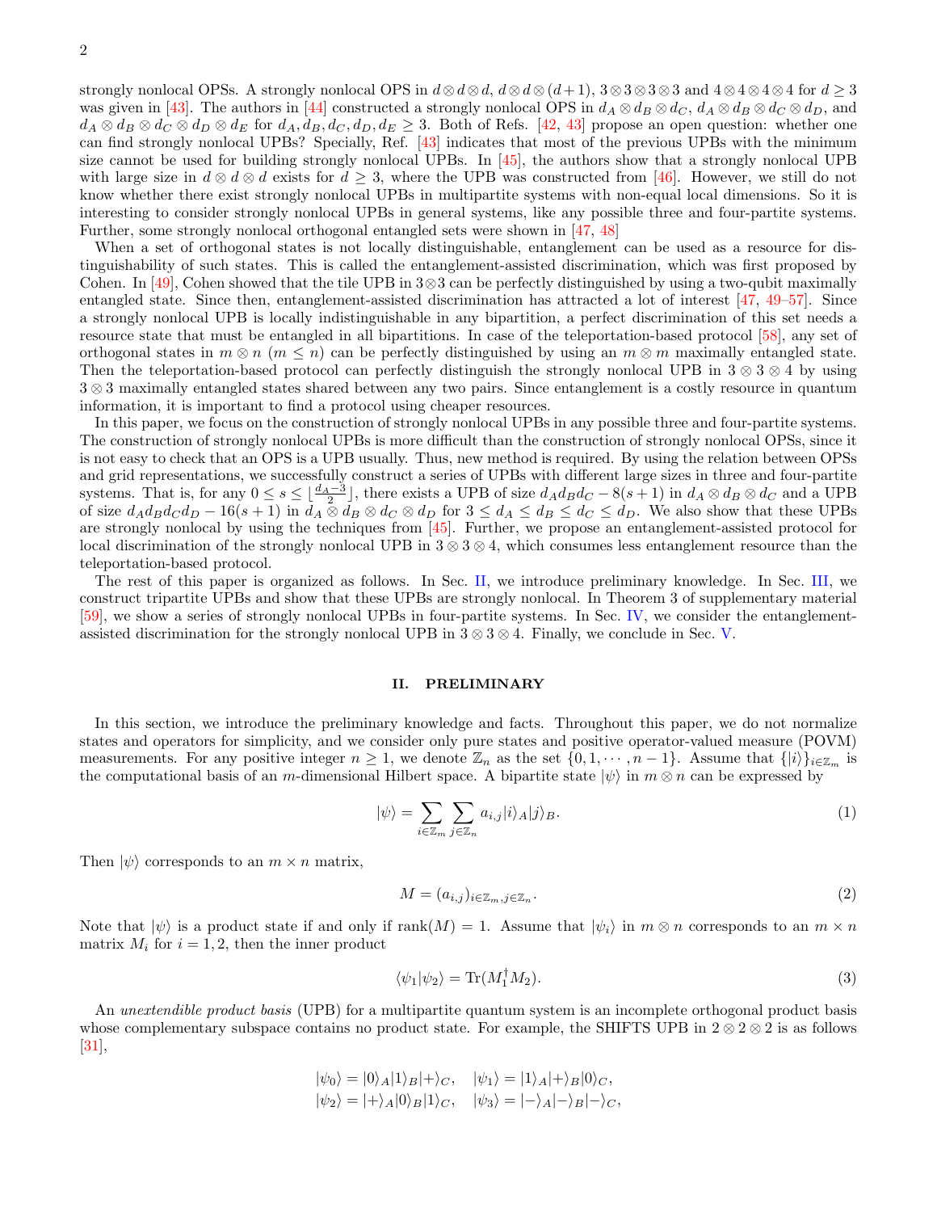strongly nonlocal OPSs. A strongly nonlocal OPS in $d\otimes d\otimes d$, $d\otimes d\otimes (d+1)$, $3\otimes 3\otimes 3\otimes 3$ and $4\otimes 4\otimes 4\otimes 4$ for $d\geq 3$ was given in [43]. The authors in [44] constructed a strongly nonlocal OPS in $d_A\otimes d_B\otimes d_C$, $d_A\otimes d_B\otimes d_C\otimes d_D$, and $d_A\otimes d_B\otimes d_C\otimes d_D\otimes d_E$ for $d_A, d_B, d_C, d_D, d_E\geq 3$. Both of Refs. [42, 43] propose an open question: whether one can find strongly nonlocal UPBs? Specially, Ref. [43] indicates that most of the previous UPBs with the minimum size cannot be used for building strongly nonlocal UPBs. In [45], the authors show that a strongly nonlocal UPB with large size in $d\otimes d\otimes d$ exists for $d\geq 3$, where the UPB was constructed from [46]. However, we still do not know whether there exist strongly nonlocal UPBs in multipartite systems with non-equal local dimensions. So it is interesting to consider strongly nonlocal UPBs in general systems, like any possible three and four-partite systems. Further, some strongly nonlocal orthogonal entangled sets were shown in [47, 48]

When a set of orthogonal states is not locally distinguishable, entanglement can be used as a resource for distinguishability of such states. This is called the entanglement-assisted discrimination, which was first proposed by Cohen. In [49], Cohen showed that the tile UPB in $3\otimes 3$ can be perfectly distinguished by using a two-qubit maximally entangled state. Since then, entanglement-assisted discrimination has attracted a lot of interest [47, 49–57]. Since a strongly nonlocal UPB is locally indistinguishable in any bipartition, a perfect discrimination of this set needs a resource state that must be entangled in all bipartitions. In case of the teleportation-based protocol [58], any set of orthogonal states in $m\otimes n$ $(m\leq n)$ can be perfectly distinguished by using an $m\otimes m$ maximally entangled state. Then the teleportation-based protocol can perfectly distinguish the strongly nonlocal UPB in $3\otimes 3\otimes 4$ by using $3\otimes 3$ maximally entangled states shared between any two pairs. Since entanglement is a costly resource in quantum information, it is important to find a protocol using cheaper resources.

In this paper, we focus on the construction of strongly nonlocal UPBs in any possible three and four-partite systems. The construction of strongly nonlocal UPBs is more difficult than the construction of strongly nonlocal OPSs, since it is not easy to check that an OPS is a UPB usually. Thus, new method is required. By using the relation between OPSs and grid representations, we successfully construct a series of UPBs with different large sizes in three and four-partite systems. That is, for any $0\leq s\leq \lfloor\frac{d_A-3}{2}\rfloor$, there exists a UPB of size $d_Ad_Bd_C-8(s+1)$ in $d_A\otimes d_B\otimes d_C$ and a UPB of size $d_Ad_Bd_Cd_D-16(s+1)$ in $d_A\otimes d_B\otimes d_C\otimes d_D$ for $3\leq d_A\leq d_B\leq d_C\leq d_D$. We also show that these UPBs are strongly nonlocal by using the techniques from [45]. Further, we propose an entanglement-assisted protocol for local discrimination of the strongly nonlocal UPB in $3\otimes 3\otimes 4$, which consumes less entanglement resource than the teleportation-based protocol.

The rest of this paper is organized as follows. In Sec. II, we introduce preliminary knowledge. In Sec. III, we construct tripartite UPBs and show that these UPBs are strongly nonlocal. In Theorem 3 of supplementary material [59], we show a series of strongly nonlocal UPBs in four-partite systems. In Sec. IV, we consider the entanglement-assisted discrimination for the strongly nonlocal UPB in $3\otimes 3\otimes 4$. Finally, we conclude in Sec. V.

## II. PRELIMINARY

In this section, we introduce the preliminary knowledge and facts. Throughout this paper, we do not normalize states and operators for simplicity, and we consider only pure states and positive operator-valued measure (POVM) measurements. For any positive integer $n\geq 1$, we denote $\mathbb{Z}_n$ as the set $\{0,1,\cdots,n-1\}$. Assume that $\{|i\rangle\}_{i\in\mathbb{Z}_m}$ is the computational basis of an $m$-dimensional Hilbert space. A bipartite state $|\psi\rangle$ in $m\otimes n$ can be expressed by

$$|\psi\rangle=\sum_{i\in\mathbb{Z}_m}\sum_{j\in\mathbb{Z}_n}a_{i,j}|i\rangle_A|j\rangle_B. \tag{1}$$

Then $|\psi\rangle$ corresponds to an $m\times n$ matrix,

$$M=(a_{i,j})_{i\in\mathbb{Z}_m,j\in\mathbb{Z}_n}. \tag{2}$$

Note that $|\psi\rangle$ is a product state if and only if $\text{rank}(M)=1$. Assume that $|\psi_i\rangle$ in $m\otimes n$ corresponds to an $m\times n$ matrix $M_i$ for $i=1,2$, then the inner product

$$\langle\psi_1|\psi_2\rangle=\text{Tr}(M_1^{\dagger}M_2). \tag{3}$$

An *unextendible product basis* (UPB) for a multipartite quantum system is an incomplete orthogonal product basis whose complementary subspace contains no product state. For example, the SHIFTS UPB in $2\otimes 2\otimes 2$ is as follows [31],

$$\begin{aligned}
&|\psi_0\rangle=|0\rangle_A|1\rangle_B|+\rangle_C, \quad |\psi_1\rangle=|1\rangle_A|+\rangle_B|0\rangle_C,\\
&|\psi_2\rangle=|+\rangle_A|0\rangle_B|1\rangle_C, \quad |\psi_3\rangle=|-\rangle_A|-\rangle_B|-\rangle_C,
\end{aligned}$$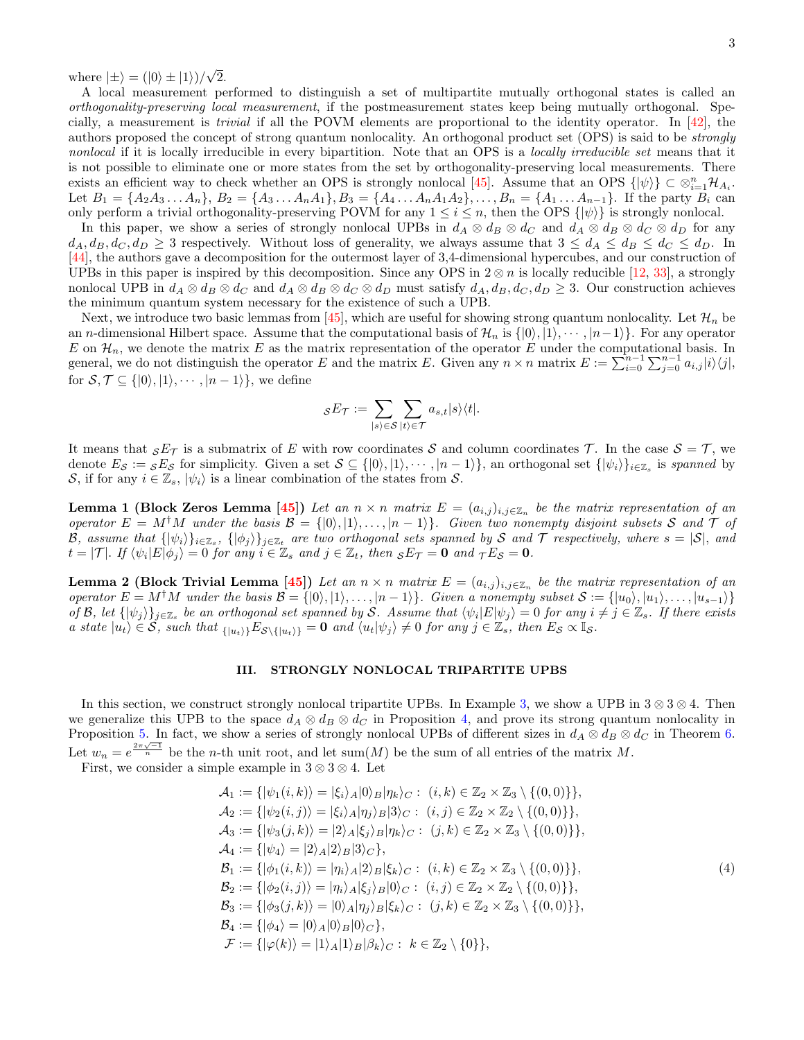where $|\pm\rangle = (|0\rangle \pm |1\rangle)/\sqrt{2}$.

A local measurement performed to distinguish a set of multipartite mutually orthogonal states is called an *orthogonality-preserving local measurement*, if the postmeasurement states keep being mutually orthogonal. Specially, a measurement is *trivial* if all the POVM elements are proportional to the identity operator. In [42], the authors proposed the concept of strong quantum nonlocality. An orthogonal product set (OPS) is said to be *strongly nonlocal* if it is locally irreducible in every bipartition. Note that an OPS is a *locally irreducible set* means that it is not possible to eliminate one or more states from the set by orthogonality-preserving local measurements. There exists an efficient way to check whether an OPS is strongly nonlocal [45]. Assume that an OPS $\{|\psi\rangle\} \subset \otimes_{i=1}^{n}\mathcal{H}_{A_i}$. Let $B_1 = \{A_2A_3\dots A_n\}$, $B_2 = \{A_3\dots A_nA_1\}$, $B_3 = \{A_4\dots A_nA_1A_2\}, \dots, B_n = \{A_1\dots A_{n-1}\}$. If the party $B_i$ can only perform a trivial orthogonality-preserving POVM for any $1 \le i \le n$, then the OPS $\{|\psi\rangle\}$ is strongly nonlocal.

In this paper, we show a series of strongly nonlocal UPBs in $d_A \otimes d_B \otimes d_C$ and $d_A \otimes d_B \otimes d_C \otimes d_D$ for any $d_A, d_B, d_C, d_D \ge 3$ respectively. Without loss of generality, we always assume that $3 \le d_A \le d_B \le d_C \le d_D$. In [44], the authors gave a decomposition for the outermost layer of 3,4-dimensional hypercubes, and our construction of UPBs in this paper is inspired by this decomposition. Since any OPS in $2 \otimes n$ is locally reducible [12, 33], a strongly nonlocal UPB in $d_A \otimes d_B \otimes d_C$ and $d_A \otimes d_B \otimes d_C \otimes d_D$ must satisfy $d_A, d_B, d_C, d_D \ge 3$. Our construction achieves the minimum quantum system necessary for the existence of such a UPB.

Next, we introduce two basic lemmas from [45], which are useful for showing strong quantum nonlocality. Let $\mathcal{H}_n$ be an $n$-dimensional Hilbert space. Assume that the computational basis of $\mathcal{H}_n$ is $\{|0\rangle, |1\rangle, \cdots, |n-1\rangle\}$. For any operator $E$ on $\mathcal{H}_n$, we denote the matrix $E$ as the matrix representation of the operator $E$ under the computational basis. In general, we do not distinguish the operator $E$ and the matrix $E$. Given any $n \times n$ matrix $E := \sum_{i=0}^{n-1}\sum_{j=0}^{n-1} a_{i,j}|i\rangle\langle j|$, for $\mathcal{S}, \mathcal{T} \subseteq \{|0\rangle, |1\rangle, \cdots, |n-1\rangle\}$, we define

$$
{}_{\mathcal{S}}E_{\mathcal{T}} := \sum_{|s\rangle\in\mathcal{S}}\sum_{|t\rangle\in\mathcal{T}} a_{s,t}|s\rangle\langle t|.
$$

It means that ${}_{\mathcal{S}}E_{\mathcal{T}}$ is a submatrix of $E$ with row coordinates $\mathcal{S}$ and column coordinates $\mathcal{T}$. In the case $\mathcal{S} = \mathcal{T}$, we denote $E_{\mathcal{S}} := {}_{\mathcal{S}}E_{\mathcal{S}}$ for simplicity. Given a set $\mathcal{S} \subseteq \{|0\rangle, |1\rangle, \cdots, |n-1\rangle\}$, an orthogonal set $\{|\psi_i\rangle\}_{i\in\mathbb{Z}_s}$ is *spanned* by $\mathcal{S}$, if for any $i \in \mathbb{Z}_s$, $|\psi_i\rangle$ is a linear combination of the states from $\mathcal{S}$.

**Lemma 1 (Block Zeros Lemma [45])** *Let an $n \times n$ matrix $E = (a_{i,j})_{i,j\in\mathbb{Z}_n}$ be the matrix representation of an operator $E = M^\dagger M$ under the basis $\mathcal{B} = \{|0\rangle, |1\rangle, \dots, |n-1\rangle\}$. Given two nonempty disjoint subsets $\mathcal{S}$ and $\mathcal{T}$ of $\mathcal{B}$, assume that $\{|\psi_i\rangle\}_{i\in\mathbb{Z}_s}$, $\{|\phi_j\rangle\}_{j\in\mathbb{Z}_t}$ are two orthogonal sets spanned by $\mathcal{S}$ and $\mathcal{T}$ respectively, where $s = |\mathcal{S}|$, and $t = |\mathcal{T}|$. If $\langle\psi_i|E|\phi_j\rangle = 0$ for any $i \in \mathbb{Z}_s$ and $j \in \mathbb{Z}_t$, then ${}_{\mathcal{S}}E_{\mathcal{T}} = \mathbf{0}$ and ${}_{\mathcal{T}}E_{\mathcal{S}} = \mathbf{0}$.*

**Lemma 2 (Block Trivial Lemma [45])** *Let an $n \times n$ matrix $E = (a_{i,j})_{i,j\in\mathbb{Z}_n}$ be the matrix representation of an operator $E = M^\dagger M$ under the basis $\mathcal{B} = \{|0\rangle, |1\rangle, \dots, |n-1\rangle\}$. Given a nonempty subset $\mathcal{S} := \{|u_0\rangle, |u_1\rangle, \dots, |u_{s-1}\rangle\}$ of $\mathcal{B}$, let $\{|\psi_j\rangle\}_{j\in\mathbb{Z}_s}$ be an orthogonal set spanned by $\mathcal{S}$. Assume that $\langle\psi_i|E|\psi_j\rangle = 0$ for any $i \ne j \in \mathbb{Z}_s$. If there exists a state $|u_t\rangle \in \mathcal{S}$, such that ${}_{\{|u_t\rangle\}}E_{\mathcal{S}\setminus\{|u_t\rangle\}} = \mathbf{0}$ and $\langle u_t|\psi_j\rangle \ne 0$ for any $j \in \mathbb{Z}_s$, then $E_{\mathcal{S}} \propto \mathbb{I}_{\mathcal{S}}$.*

## III. STRONGLY NONLOCAL TRIPARTITE UPBS

In this section, we construct strongly nonlocal tripartite UPBs. In Example 3, we show a UPB in $3 \otimes 3 \otimes 4$. Then we generalize this UPB to the space $d_A \otimes d_B \otimes d_C$ in Proposition 4, and prove its strong quantum nonlocality in Proposition 5. In fact, we show a series of strongly nonlocal UPBs of different sizes in $d_A \otimes d_B \otimes d_C$ in Theorem 6. Let $w_n = e^{\frac{2\pi\sqrt{-1}}{n}}$ be the $n$-th unit root, and let $\mathrm{sum}(M)$ be the sum of all entries of the matrix $M$.

First, we consider a simple example in $3 \otimes 3 \otimes 4$. Let

$$
\begin{aligned}
\mathcal{A}_1 &:= \{|\psi_1(i,k)\rangle = |\xi_i\rangle_A|0\rangle_B|\eta_k\rangle_C: \ (i,k) \in \mathbb{Z}_2 \times \mathbb{Z}_3 \setminus \{(0,0)\}\},\\
\mathcal{A}_2 &:= \{|\psi_2(i,j)\rangle = |\xi_i\rangle_A|\eta_j\rangle_B|3\rangle_C: \ (i,j) \in \mathbb{Z}_2 \times \mathbb{Z}_2 \setminus \{(0,0)\}\},\\
\mathcal{A}_3 &:= \{|\psi_3(j,k)\rangle = |2\rangle_A|\xi_j\rangle_B|\eta_k\rangle_C: \ (j,k) \in \mathbb{Z}_2 \times \mathbb{Z}_3 \setminus \{(0,0)\}\},\\
\mathcal{A}_4 &:= \{|\psi_4\rangle = |2\rangle_A|2\rangle_B|3\rangle_C\},\\
\mathcal{B}_1 &:= \{|\phi_1(i,k)\rangle = |\eta_i\rangle_A|2\rangle_B|\xi_k\rangle_C: \ (i,k) \in \mathbb{Z}_2 \times \mathbb{Z}_3 \setminus \{(0,0)\}\},\\
\mathcal{B}_2 &:= \{|\phi_2(i,j)\rangle = |\eta_i\rangle_A|\xi_j\rangle_B|0\rangle_C: \ (i,j) \in \mathbb{Z}_2 \times \mathbb{Z}_2 \setminus \{(0,0)\}\},\\
\mathcal{B}_3 &:= \{|\phi_3(j,k)\rangle = |0\rangle_A|\eta_j\rangle_B|\xi_k\rangle_C: \ (j,k) \in \mathbb{Z}_2 \times \mathbb{Z}_3 \setminus \{(0,0)\}\},\\
\mathcal{B}_4 &:= \{|\phi_4\rangle = |0\rangle_A|0\rangle_B|0\rangle_C\},\\
\mathcal{F} &:= \{|\varphi(k)\rangle = |1\rangle_A|1\rangle_B|\beta_k\rangle_C: \ k \in \mathbb{Z}_2 \setminus \{0\}\},
\end{aligned}
\tag{4}
$$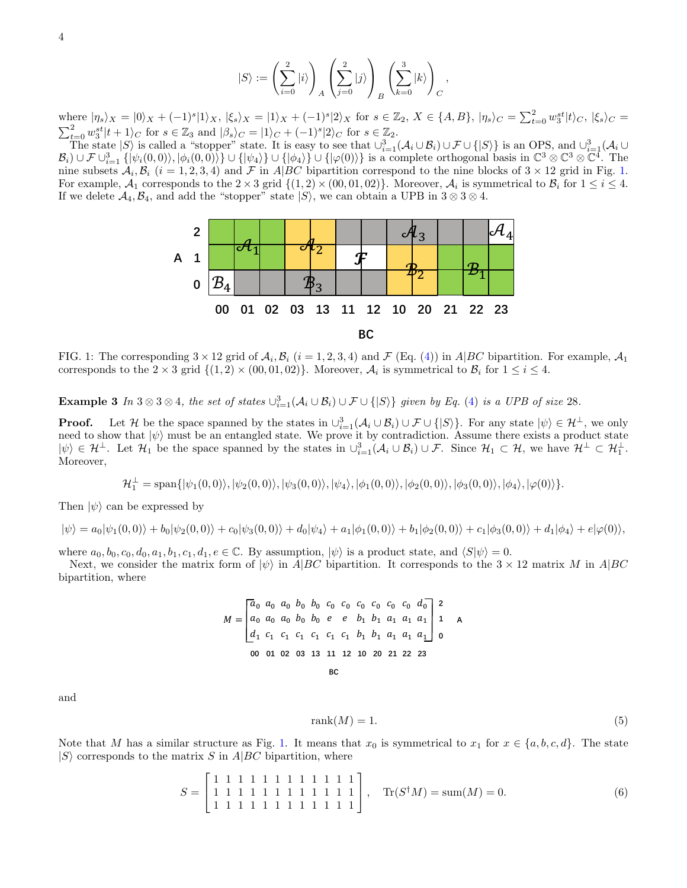$$|S\rangle := \left(\sum_{i=0}^{2}|i\rangle\right)_A \left(\sum_{j=0}^{2}|j\rangle\right)_B \left(\sum_{k=0}^{3}|k\rangle\right)_C,$$

where $|\eta_s\rangle_X = |0\rangle_X + (-1)^s|1\rangle_X$, $|\xi_s\rangle_X = |1\rangle_X + (-1)^s|2\rangle_X$ for $s \in \mathbb{Z}_2$, $X \in \{A, B\}$, $|\eta_s\rangle_C = \sum_{t=0}^{2} w_3^{st}|t\rangle_C$, $|\xi_s\rangle_C = \sum_{t=0}^{2} w_3^{st}|t+1\rangle_C$ for $s \in \mathbb{Z}_3$ and $|\beta_s\rangle_C = |1\rangle_C + (-1)^s|2\rangle_C$ for $s \in \mathbb{Z}_2$.

The state $|S\rangle$ is called a "stopper" state. It is easy to see that $\cup_{i=1}^{3}(\mathcal{A}_i \cup \mathcal{B}_i) \cup \mathcal{F} \cup \{|S\rangle\}$ is an OPS, and $\cup_{i=1}^{3}(\mathcal{A}_i \cup \mathcal{B}_i) \cup \mathcal{F} \cup_{i=1}^{3} \{|\psi_i(0,0)\rangle, |\phi_i(0,0)\rangle\} \cup \{|\psi_4\rangle\} \cup \{|\phi_4\rangle\} \cup \{|\varphi(0)\rangle\}$ is a complete orthogonal basis in $\mathbb{C}^3 \otimes \mathbb{C}^3 \otimes \mathbb{C}^4$. The nine subsets $\mathcal{A}_i, \mathcal{B}_i$ $(i = 1, 2, 3, 4)$ and $\mathcal{F}$ in $A|BC$ bipartition correspond to the nine blocks of $3 \times 12$ grid in Fig. 1. For example, $\mathcal{A}_1$ corresponds to the $2 \times 3$ grid $\{(1, 2) \times (00, 01, 02)\}$. Moreover, $\mathcal{A}_i$ is symmetrical to $\mathcal{B}_i$ for $1 \leq i \leq 4$. If we delete $\mathcal{A}_4, \mathcal{B}_4$, and add the "stopper" state $|S\rangle$, we can obtain a UPB in $3 \otimes 3 \otimes 4$.

FIG. 1: The corresponding $3 \times 12$ grid of $\mathcal{A}_i, \mathcal{B}_i$ $(i = 1, 2, 3, 4)$ and $\mathcal{F}$ (Eq. (4)) in $A|BC$ bipartition. For example, $\mathcal{A}_1$ corresponds to the $2 \times 3$ grid $\{(1, 2) \times (00, 01, 02)\}$. Moreover, $\mathcal{A}_i$ is symmetrical to $\mathcal{B}_i$ for $1 \leq i \leq 4$.

**Example 3** *In $3 \otimes 3 \otimes 4$, the set of states $\cup_{i=1}^{3}(\mathcal{A}_i \cup \mathcal{B}_i) \cup \mathcal{F} \cup \{|S\rangle\}$ given by Eq. (4) is a UPB of size 28.*

**Proof.** Let $\mathcal{H}$ be the space spanned by the states in $\cup_{i=1}^{3}(\mathcal{A}_i \cup \mathcal{B}_i) \cup \mathcal{F} \cup \{|S\rangle\}$. For any state $|\psi\rangle \in \mathcal{H}^{\perp}$, we only need to show that $|\psi\rangle$ must be an entangled state. We prove it by contradiction. Assume there exists a product state $|\psi\rangle \in \mathcal{H}^{\perp}$. Let $\mathcal{H}_1$ be the space spanned by the states in $\cup_{i=1}^{3}(\mathcal{A}_i \cup \mathcal{B}_i) \cup \mathcal{F}$. Since $\mathcal{H}_1 \subset \mathcal{H}$, we have $\mathcal{H}^{\perp} \subset \mathcal{H}_1^{\perp}$. Moreover,

$$\mathcal{H}_1^{\perp} = \mathrm{span}\{|\psi_1(0,0)\rangle, |\psi_2(0,0)\rangle, |\psi_3(0,0)\rangle, |\psi_4\rangle, |\phi_1(0,0)\rangle, |\phi_2(0,0)\rangle, |\phi_3(0,0)\rangle, |\phi_4\rangle, |\varphi(0)\rangle\}.$$

Then $|\psi\rangle$ can be expressed by

$$|\psi\rangle = a_0|\psi_1(0,0)\rangle + b_0|\psi_2(0,0)\rangle + c_0|\psi_3(0,0)\rangle + d_0|\psi_4\rangle + a_1|\phi_1(0,0)\rangle + b_1|\phi_2(0,0)\rangle + c_1|\phi_3(0,0)\rangle + d_1|\phi_4\rangle + e|\varphi(0)\rangle,$$

where $a_0, b_0, c_0, d_0, a_1, b_1, c_1, d_1, e \in \mathbb{C}$. By assumption, $|\psi\rangle$ is a product state, and $\langle S|\psi\rangle = 0$.

Next, we consider the matrix form of $|\psi\rangle$ in $A|BC$ bipartition. It corresponds to the $3 \times 12$ matrix $M$ in $A|BC$ bipartition, where

$$M = \begin{bmatrix} a_0 & a_0 & a_0 & b_0 & b_0 & c_0 & c_0 & c_0 & c_0 & c_0 & c_0 & d_0 \\ a_0 & a_0 & a_0 & b_0 & b_0 & e & e & b_1 & b_1 & a_1 & a_1 & a_1 \\ d_1 & c_1 & c_1 & c_1 & c_1 & c_1 & c_1 & b_1 & b_1 & a_1 & a_1 & a_1 \end{bmatrix} \begin{matrix} 2 \\ 1 \\ 0 \end{matrix} \quad A$$

(columns $BC$: 00, 01, 02, 03, 13, 11, 12, 10, 20, 21, 22, 23)

and

$$\mathrm{rank}(M) = 1. \tag{5}$$

Note that $M$ has a similar structure as Fig. 1. It means that $x_0$ is symmetrical to $x_1$ for $x \in \{a, b, c, d\}$. The state $|S\rangle$ corresponds to the matrix $S$ in $A|BC$ bipartition, where

$$S = \begin{bmatrix} 1 & 1 & 1 & 1 & 1 & 1 & 1 & 1 & 1 & 1 & 1 & 1 \\ 1 & 1 & 1 & 1 & 1 & 1 & 1 & 1 & 1 & 1 & 1 & 1 \\ 1 & 1 & 1 & 1 & 1 & 1 & 1 & 1 & 1 & 1 & 1 & 1 \end{bmatrix}, \quad \mathrm{Tr}(S^{\dagger}M) = \mathrm{sum}(M) = 0. \tag{6}$$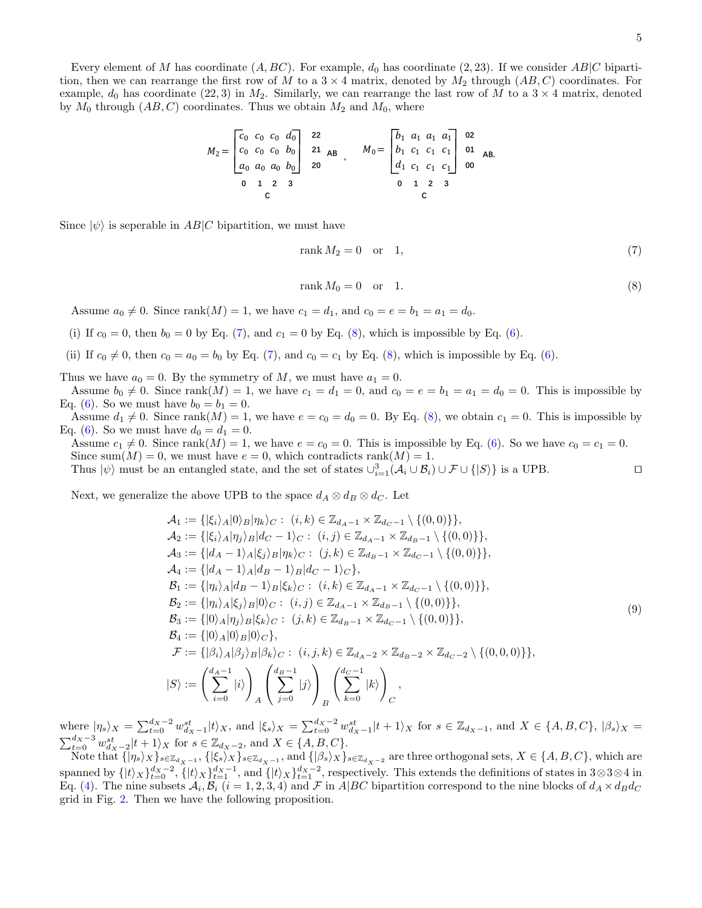Every element of $M$ has coordinate $(A, BC)$. For example, $d_0$ has coordinate $(2, 23)$. If we consider $AB|C$ bipartition, then we can rearrange the first row of $M$ to a $3\times 4$ matrix, denoted by $M_2$ through $(AB, C)$ coordinates. For example, $d_0$ has coordinate $(22, 3)$ in $M_2$. Similarly, we can rearrange the last row of $M$ to a $3 \times 4$ matrix, denoted by $M_0$ through $(AB, C)$ coordinates. Thus we obtain $M_2$ and $M_0$, where

$$
M_2 = \begin{bmatrix} c_0 & c_0 & c_0 & d_0 \\ c_0 & c_0 & c_0 & b_0 \\ a_0 & a_0 & a_0 & b_0 \end{bmatrix}
\begin{matrix} 22 \\ 21 \\ 20 \end{matrix}\ AB, \qquad
M_0 = \begin{bmatrix} b_1 & a_1 & a_1 & a_1 \\ b_1 & c_1 & c_1 & c_1 \\ d_1 & c_1 & c_1 & c_1 \end{bmatrix}
\begin{matrix} 02 \\ 01 \\ 00 \end{matrix}\ AB.
$$

(columns labeled $0\ 1\ 2\ 3$, $C$)

Since $|\psi\rangle$ is seperable in $AB|C$ bipartition, we must have

$$\operatorname{rank} M_2 = 0 \quad \text{or} \quad 1, \tag{7}$$

$$\operatorname{rank} M_0 = 0 \quad \text{or} \quad 1. \tag{8}$$

Assume $a_0 \neq 0$. Since $\operatorname{rank}(M) = 1$, we have $c_1 = d_1$, and $c_0 = e = b_1 = a_1 = d_0$.

(i) If $c_0 = 0$, then $b_0 = 0$ by Eq. (7), and $c_1 = 0$ by Eq. (8), which is impossible by Eq. (6).

(ii) If $c_0 \neq 0$, then $c_0 = a_0 = b_0$ by Eq. (7), and $c_0 = c_1$ by Eq. (8), which is impossible by Eq. (6).

Thus we have $a_0 = 0$. By the symmetry of $M$, we must have $a_1 = 0$.

Assume $b_0 \neq 0$. Since $\operatorname{rank}(M) = 1$, we have $c_1 = d_1 = 0$, and $c_0 = e = b_1 = a_1 = d_0 = 0$. This is impossible by Eq. (6). So we must have $b_0 = b_1 = 0$.

Assume $d_1 \neq 0$. Since $\operatorname{rank}(M) = 1$, we have $e = c_0 = d_0 = 0$. By Eq. (8), we obtain $c_1 = 0$. This is impossible by Eq. (6). So we must have $d_0 = d_1 = 0$.

Assume $c_1 \neq 0$. Since $\operatorname{rank}(M) = 1$, we have $e = c_0 = 0$. This is impossible by Eq. (6). So we have $c_0 = c_1 = 0$.

Since $\operatorname{sum}(M) = 0$, we must have $e = 0$, which contradicts $\operatorname{rank}(M) = 1$.

Thus $|\psi\rangle$ must be an entangled state, and the set of states $\cup_{i=1}^{3}(\mathcal{A}_i \cup \mathcal{B}_i) \cup \mathcal{F} \cup \{|S\rangle\}$ is a UPB. $\square$

Next, we generalize the above UPB to the space $d_A \otimes d_B \otimes d_C$. Let

$$
\begin{aligned}
\mathcal{A}_1 &:= \{|\xi_i\rangle_A |0\rangle_B |\eta_k\rangle_C : \ (i,k) \in \mathbb{Z}_{d_A-1} \times \mathbb{Z}_{d_C-1} \setminus \{(0,0)\}\}, \\
\mathcal{A}_2 &:= \{|\xi_i\rangle_A |\eta_j\rangle_B |d_C - 1\rangle_C : \ (i,j) \in \mathbb{Z}_{d_A-1} \times \mathbb{Z}_{d_B-1} \setminus \{(0,0)\}\}, \\
\mathcal{A}_3 &:= \{|d_A - 1\rangle_A |\xi_j\rangle_B |\eta_k\rangle_C : \ (j,k) \in \mathbb{Z}_{d_B-1} \times \mathbb{Z}_{d_C-1} \setminus \{(0,0)\}\}, \\
\mathcal{A}_4 &:= \{|d_A - 1\rangle_A |d_B - 1\rangle_B |d_C - 1\rangle_C\}, \\
\mathcal{B}_1 &:= \{|\eta_i\rangle_A |d_B - 1\rangle_B |\xi_k\rangle_C : \ (i,k) \in \mathbb{Z}_{d_A-1} \times \mathbb{Z}_{d_C-1} \setminus \{(0,0)\}\}, \\
\mathcal{B}_2 &:= \{|\eta_i\rangle_A |\xi_j\rangle_B |0\rangle_C : \ (i,j) \in \mathbb{Z}_{d_A-1} \times \mathbb{Z}_{d_B-1} \setminus \{(0,0)\}\}, \\
\mathcal{B}_3 &:= \{|0\rangle_A |\eta_j\rangle_B |\xi_k\rangle_C : \ (j,k) \in \mathbb{Z}_{d_B-1} \times \mathbb{Z}_{d_C-1} \setminus \{(0,0)\}\}, \\
\mathcal{B}_4 &:= \{|0\rangle_A |0\rangle_B |0\rangle_C\}, \\
\mathcal{F} &:= \{|\beta_i\rangle_A |\beta_j\rangle_B |\beta_k\rangle_C : \ (i,j,k) \in \mathbb{Z}_{d_A-2} \times \mathbb{Z}_{d_B-2} \times \mathbb{Z}_{d_C-2} \setminus \{(0,0,0)\}\}, \\
|S\rangle &:= \left(\sum_{i=0}^{d_A-1} |i\rangle\right)_A \left(\sum_{j=0}^{d_B-1} |j\rangle\right)_B \left(\sum_{k=0}^{d_C-1} |k\rangle\right)_C,
\end{aligned}
\tag{9}
$$

where $|\eta_s\rangle_X = \sum_{t=0}^{d_X-2} w_{d_X-1}^{st} |t\rangle_X$, and $|\xi_s\rangle_X = \sum_{t=0}^{d_X-2} w_{d_X-1}^{st} |t+1\rangle_X$ for $s \in \mathbb{Z}_{d_X-1}$, and $X \in \{A, B, C\}$, $|\beta_s\rangle_X = \sum_{t=0}^{d_X-3} w_{d_X-2}^{st} |t+1\rangle_X$ for $s \in \mathbb{Z}_{d_X-2}$, and $X \in \{A, B, C\}$.

Note that $\{|\eta_s\rangle_X\}_{s\in\mathbb{Z}_{d_X-1}}$, $\{|\xi_s\rangle_X\}_{s\in\mathbb{Z}_{d_X-1}}$, and $\{|\beta_s\rangle_X\}_{s\in\mathbb{Z}_{d_X-2}}$ are three orthogonal sets, $X \in \{A, B, C\}$, which are spanned by $\{|t\rangle_X\}_{t=0}^{d_X-2}$, $\{|t\rangle_X\}_{t=1}^{d_X-1}$, and $\{|t\rangle_X\}_{t=1}^{d_X-2}$, respectively. This extends the definitions of states in $3\otimes 3\otimes 4$ in Eq. (4). The nine subsets $\mathcal{A}_i, \mathcal{B}_i$ $(i = 1, 2, 3, 4)$ and $\mathcal{F}$ in $A|BC$ bipartition correspond to the nine blocks of $d_A \times d_B d_C$ grid in Fig. 2. Then we have the following proposition.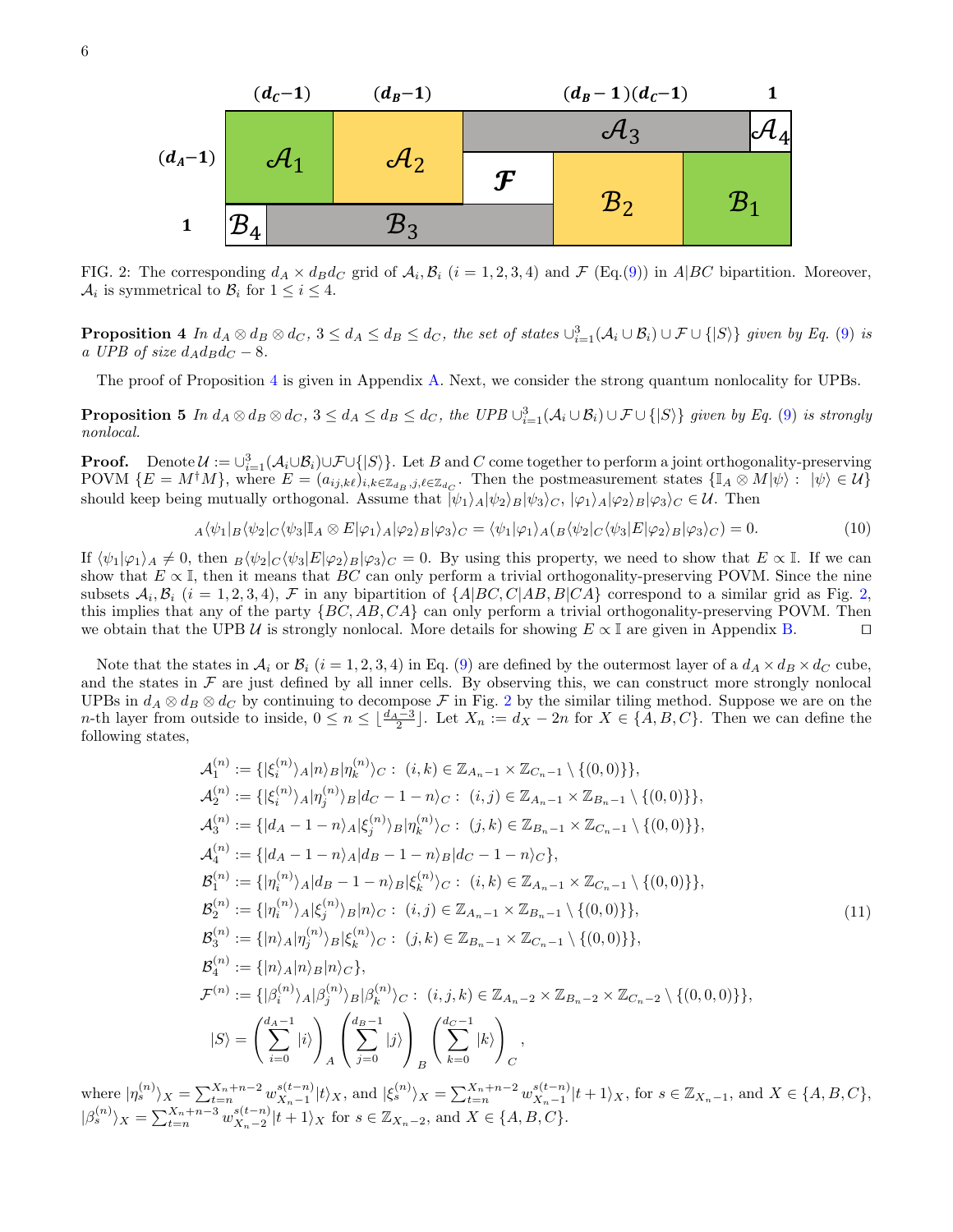FIG. 2: The corresponding $d_A \times d_B d_C$ grid of $\mathcal{A}_i, \mathcal{B}_i$ $(i = 1, 2, 3, 4)$ and $\mathcal{F}$ (Eq.(9)) in $A|BC$ bipartition. Moreover, $\mathcal{A}_i$ is symmetrical to $\mathcal{B}_i$ for $1 \le i \le 4$.

**Proposition 4** *In $d_A \otimes d_B \otimes d_C$, $3 \le d_A \le d_B \le d_C$, the set of states $\cup_{i=1}^{3}(\mathcal{A}_i \cup \mathcal{B}_i) \cup \mathcal{F} \cup \{|S\rangle\}$ given by Eq. (9) is a UPB of size $d_A d_B d_C - 8$.*

The proof of Proposition 4 is given in Appendix A. Next, we consider the strong quantum nonlocality for UPBs.

**Proposition 5** *In $d_A \otimes d_B \otimes d_C$, $3 \le d_A \le d_B \le d_C$, the UPB $\cup_{i=1}^{3}(\mathcal{A}_i \cup \mathcal{B}_i) \cup \mathcal{F} \cup \{|S\rangle\}$ given by Eq. (9) is strongly nonlocal.*

**Proof.** Denote $\mathcal{U} := \cup_{i=1}^{3}(\mathcal{A}_i \cup \mathcal{B}_i) \cup \mathcal{F} \cup \{|S\rangle\}$. Let $B$ and $C$ come together to perform a joint orthogonality-preserving POVM $\{E = M^\dagger M\}$, where $E = (a_{ij,k\ell})_{i,k\in\mathbb{Z}_{d_B}, j,\ell\in\mathbb{Z}_{d_C}}$. Then the postmeasurement states $\{\mathbb{I}_A \otimes M|\psi\rangle : |\psi\rangle \in \mathcal{U}\}$ should keep being mutually orthogonal. Assume that $|\psi_1\rangle_A|\psi_2\rangle_B|\psi_3\rangle_C$, $|\varphi_1\rangle_A|\varphi_2\rangle_B|\varphi_3\rangle_C \in \mathcal{U}$. Then

$$
{}_A\langle\psi_1|_B\langle\psi_2|_C\langle\psi_3|\mathbb{I}_A \otimes E|\varphi_1\rangle_A|\varphi_2\rangle_B|\varphi_3\rangle_C = \langle\psi_1|\varphi_1\rangle_A({}_B\langle\psi_2|_C\langle\psi_3|E|\varphi_2\rangle_B|\varphi_3\rangle_C) = 0. \tag{10}
$$

If $\langle\psi_1|\varphi_1\rangle_A \neq 0$, then ${}_B\langle\psi_2|_C\langle\psi_3|E|\varphi_2\rangle_B|\varphi_3\rangle_C = 0$. By using this property, we need to show that $E \propto \mathbb{I}$. If we can show that $E \propto \mathbb{I}$, then it means that $BC$ can only perform a trivial orthogonality-preserving POVM. Since the nine subsets $\mathcal{A}_i, \mathcal{B}_i$ $(i = 1, 2, 3, 4)$, $\mathcal{F}$ in any bipartition of $\{A|BC, C|AB, B|CA\}$ correspond to a similar grid as Fig. 2, this implies that any of the party $\{BC, AB, CA\}$ can only perform a trivial orthogonality-preserving POVM. Then we obtain that the UPB $\mathcal{U}$ is strongly nonlocal. More details for showing $E \propto \mathbb{I}$ are given in Appendix B. $\square$

Note that the states in $\mathcal{A}_i$ or $\mathcal{B}_i$ $(i = 1, 2, 3, 4)$ in Eq. (9) are defined by the outermost layer of a $d_A \times d_B \times d_C$ cube, and the states in $\mathcal{F}$ are just defined by all inner cells. By observing this, we can construct more strongly nonlocal UPBs in $d_A \otimes d_B \otimes d_C$ by continuing to decompose $\mathcal{F}$ in Fig. 2 by the similar tiling method. Suppose we are on the $n$-th layer from outside to inside, $0 \le n \le \lfloor \frac{d_A - 3}{2} \rfloor$. Let $X_n := d_X - 2n$ for $X \in \{A, B, C\}$. Then we can define the following states,

$$
\begin{aligned}
\mathcal{A}_1^{(n)} &:= \{|\xi_i^{(n)}\rangle_A|n\rangle_B|\eta_k^{(n)}\rangle_C : (i,k) \in \mathbb{Z}_{A_n-1} \times \mathbb{Z}_{C_n-1} \setminus \{(0,0)\}\},\\
\mathcal{A}_2^{(n)} &:= \{|\xi_i^{(n)}\rangle_A|\eta_j^{(n)}\rangle_B|d_C-1-n\rangle_C : (i,j) \in \mathbb{Z}_{A_n-1} \times \mathbb{Z}_{B_n-1} \setminus \{(0,0)\}\},\\
\mathcal{A}_3^{(n)} &:= \{|d_A-1-n\rangle_A|\xi_j^{(n)}\rangle_B|\eta_k^{(n)}\rangle_C : (j,k) \in \mathbb{Z}_{B_n-1} \times \mathbb{Z}_{C_n-1} \setminus \{(0,0)\}\},\\
\mathcal{A}_4^{(n)} &:= \{|d_A-1-n\rangle_A|d_B-1-n\rangle_B|d_C-1-n\rangle_C\},\\
\mathcal{B}_1^{(n)} &:= \{|\eta_i^{(n)}\rangle_A|d_B-1-n\rangle_B|\xi_k^{(n)}\rangle_C : (i,k) \in \mathbb{Z}_{A_n-1} \times \mathbb{Z}_{C_n-1} \setminus \{(0,0)\}\},\\
\mathcal{B}_2^{(n)} &:= \{|\eta_i^{(n)}\rangle_A|\xi_j^{(n)}\rangle_B|n\rangle_C : (i,j) \in \mathbb{Z}_{A_n-1} \times \mathbb{Z}_{B_n-1} \setminus \{(0,0)\}\},\\
\mathcal{B}_3^{(n)} &:= \{|n\rangle_A|\eta_j^{(n)}\rangle_B|\xi_k^{(n)}\rangle_C : (j,k) \in \mathbb{Z}_{B_n-1} \times \mathbb{Z}_{C_n-1} \setminus \{(0,0)\}\},\\
\mathcal{B}_4^{(n)} &:= \{|n\rangle_A|n\rangle_B|n\rangle_C\},\\
\mathcal{F}^{(n)} &:= \{|\beta_i^{(n)}\rangle_A|\beta_j^{(n)}\rangle_B|\beta_k^{(n)}\rangle_C : (i,j,k) \in \mathbb{Z}_{A_n-2} \times \mathbb{Z}_{B_n-2} \times \mathbb{Z}_{C_n-2} \setminus \{(0,0,0)\}\},\\
|S\rangle &= \left(\sum_{i=0}^{d_A-1}|i\rangle\right)_A \left(\sum_{j=0}^{d_B-1}|j\rangle\right)_B \left(\sum_{k=0}^{d_C-1}|k\rangle\right)_C,
\end{aligned}
\tag{11}
$$

where $|\eta_s^{(n)}\rangle_X = \sum_{t=n}^{X_n+n-2} w_{X_n-1}^{s(t-n)}|t\rangle_X$, and $|\xi_s^{(n)}\rangle_X = \sum_{t=n}^{X_n+n-2} w_{X_n-1}^{s(t-n)}|t+1\rangle_X$, for $s \in \mathbb{Z}_{X_n-1}$, and $X \in \{A, B, C\}$, $|\beta_s^{(n)}\rangle_X = \sum_{t=n}^{X_n+n-3} w_{X_n-2}^{s(t-n)}|t+1\rangle_X$ for $s \in \mathbb{Z}_{X_n-2}$, and $X \in \{A, B, C\}$.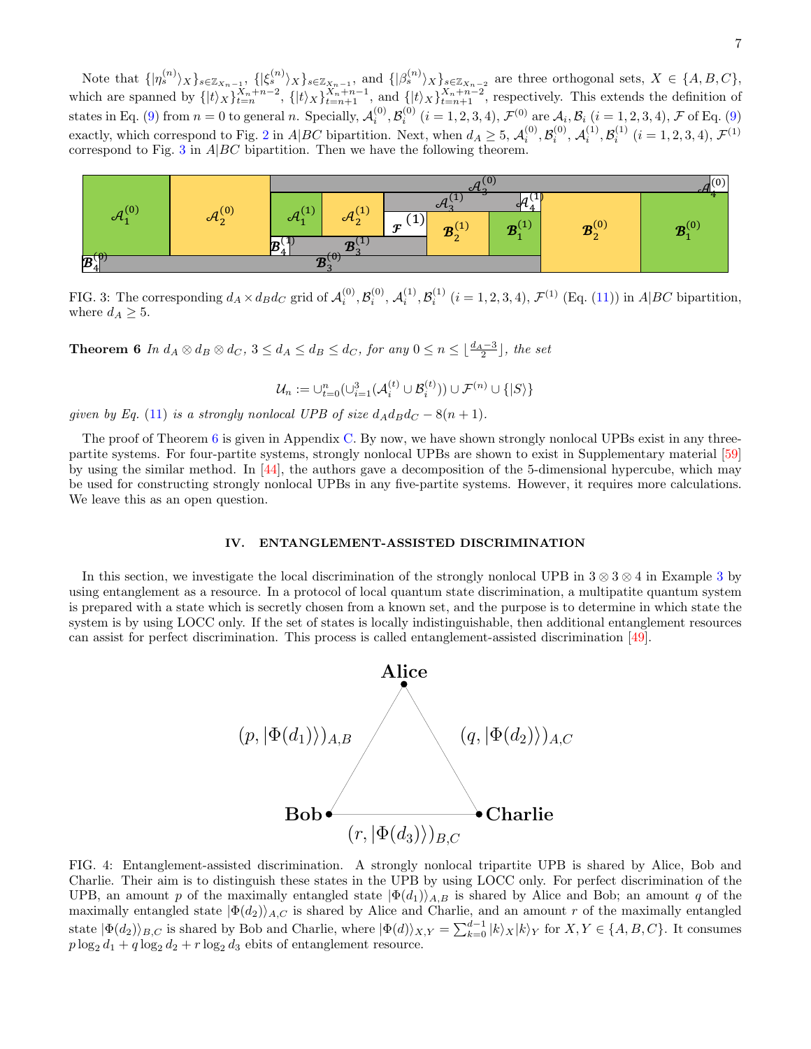Note that $\{|\eta_s^{(n)}\rangle_X\}_{s\in\mathbb{Z}_{X_n-1}}$, $\{|\xi_s^{(n)}\rangle_X\}_{s\in\mathbb{Z}_{X_n-1}}$, and $\{|\beta_s^{(n)}\rangle_X\}_{s\in\mathbb{Z}_{X_n-2}}$ are three orthogonal sets, $X\in\{A,B,C\}$, which are spanned by $\{|t\rangle_X\}_{t=n}^{X_n+n-2}$, $\{|t\rangle_X\}_{t=n+1}^{X_n+n-1}$, and $\{|t\rangle_X\}_{t=n+1}^{X_n+n-2}$, respectively. This extends the definition of states in Eq. (9) from $n=0$ to general $n$. Specially, $\mathcal{A}_i^{(0)},\mathcal{B}_i^{(0)}$ $(i=1,2,3,4)$, $\mathcal{F}^{(0)}$ are $\mathcal{A}_i,\mathcal{B}_i$ $(i=1,2,3,4)$, $\mathcal{F}$ of Eq. (9) exactly, which correspond to Fig. 2 in $A|BC$ bipartition. Next, when $d_A\geq 5$, $\mathcal{A}_i^{(0)},\mathcal{B}_i^{(0)}$, $\mathcal{A}_i^{(1)},\mathcal{B}_i^{(1)}$ $(i=1,2,3,4)$, $\mathcal{F}^{(1)}$ correspond to Fig. 3 in $A|BC$ bipartition. Then we have the following theorem.

FIG. 3: The corresponding $d_A\times d_Bd_C$ grid of $\mathcal{A}_i^{(0)},\mathcal{B}_i^{(0)}$, $\mathcal{A}_i^{(1)},\mathcal{B}_i^{(1)}$ $(i=1,2,3,4)$, $\mathcal{F}^{(1)}$ (Eq. (11)) in $A|BC$ bipartition, where $d_A\geq 5$.

**Theorem 6** *In $d_A\otimes d_B\otimes d_C$, $3\leq d_A\leq d_B\leq d_C$, for any $0\leq n\leq\lfloor\frac{d_A-3}{2}\rfloor$, the set*

$$\mathcal{U}_n:=\cup_{t=0}^n(\cup_{i=1}^3(\mathcal{A}_i^{(t)}\cup\mathcal{B}_i^{(t)}))\cup\mathcal{F}^{(n)}\cup\{|S\rangle\}$$

*given by Eq. (11) is a strongly nonlocal UPB of size $d_Ad_Bd_C-8(n+1)$.*

The proof of Theorem 6 is given in Appendix C. By now, we have shown strongly nonlocal UPBs exist in any three-partite systems. For four-partite systems, strongly nonlocal UPBs are shown to exist in Supplementary material [59] by using the similar method. In [44], the authors gave a decomposition of the 5-dimensional hypercube, which may be used for constructing strongly nonlocal UPBs in any five-partite systems. However, it requires more calculations. We leave this as an open question.

## IV. ENTANGLEMENT-ASSISTED DISCRIMINATION

In this section, we investigate the local discrimination of the strongly nonlocal UPB in $3\otimes 3\otimes 4$ in Example 3 by using entanglement as a resource. In a protocol of local quantum state discrimination, a multipatite quantum system is prepared with a state which is secretly chosen from a known set, and the purpose is to determine in which state the system is by using LOCC only. If the set of states is locally indistinguishable, then additional entanglement resources can assist for perfect discrimination. This process is called entanglement-assisted discrimination [49].

FIG. 4: Entanglement-assisted discrimination. A strongly nonlocal tripartite UPB is shared by Alice, Bob and Charlie. Their aim is to distinguish these states in the UPB by using LOCC only. For perfect discrimination of the UPB, an amount $p$ of the maximally entangled state $|\Phi(d_1)\rangle_{A,B}$ is shared by Alice and Bob; an amount $q$ of the maximally entangled state $|\Phi(d_2)\rangle_{A,C}$ is shared by Alice and Charlie, and an amount $r$ of the maximally entangled state $|\Phi(d_2)\rangle_{B,C}$ is shared by Bob and Charlie, where $|\Phi(d)\rangle_{X,Y}=\sum_{k=0}^{d-1}|k\rangle_X|k\rangle_Y$ for $X,Y\in\{A,B,C\}$. It consumes $p\log_2 d_1+q\log_2 d_2+r\log_2 d_3$ ebits of entanglement resource.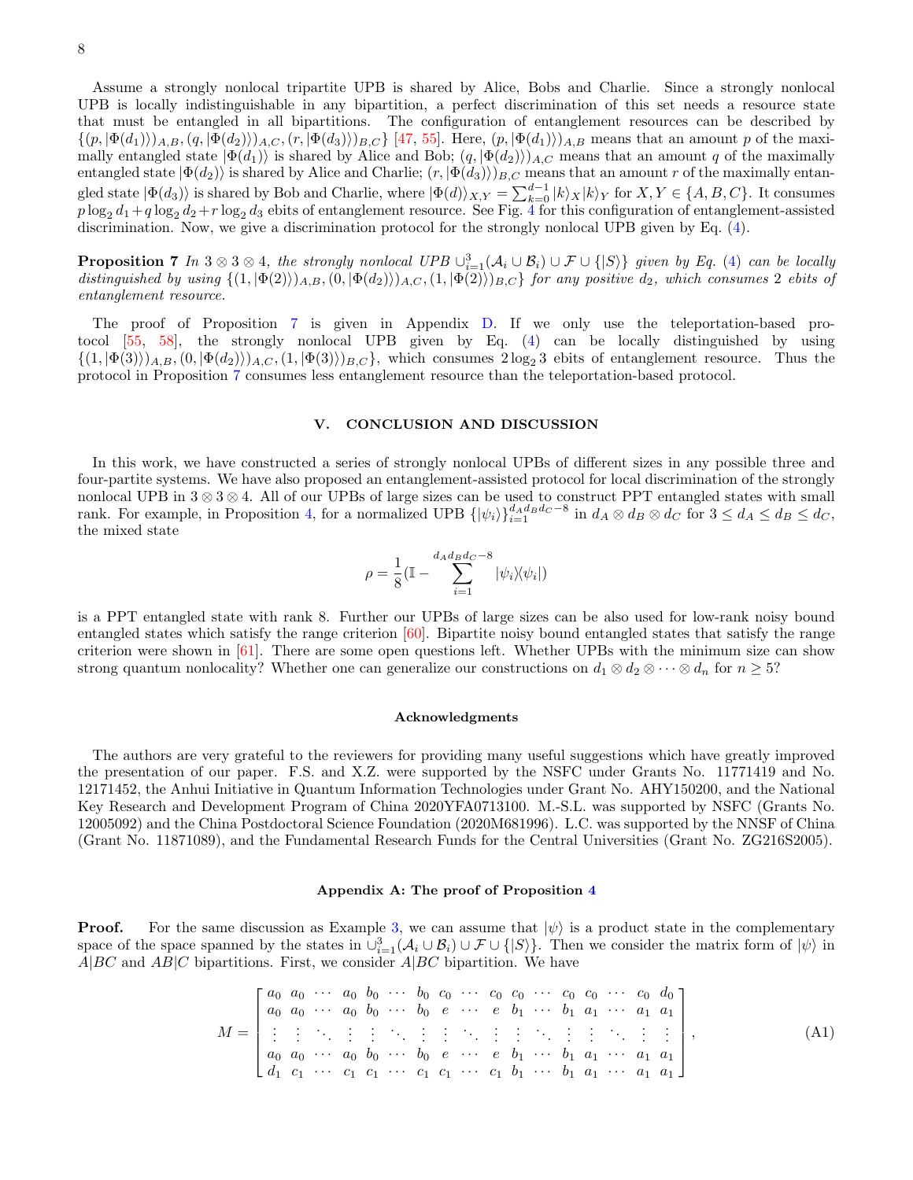Assume a strongly nonlocal tripartite UPB is shared by Alice, Bobs and Charlie. Since a strongly nonlocal UPB is locally indistinguishable in any bipartition, a perfect discrimination of this set needs a resource state that must be entangled in all bipartitions. The configuration of entanglement resources can be described by $\{(p, |\Phi(d_1)\rangle)_{A,B}, (q, |\Phi(d_2)\rangle)_{A,C}, (r, |\Phi(d_3)\rangle)_{B,C}\}$ [47, 55]. Here, $(p, |\Phi(d_1)\rangle)_{A,B}$ means that an amount $p$ of the maximally entangled state $|\Phi(d_1)\rangle$ is shared by Alice and Bob; $(q, |\Phi(d_2)\rangle)_{A,C}$ means that an amount $q$ of the maximally entangled state $|\Phi(d_2)\rangle$ is shared by Alice and Charlie; $(r, |\Phi(d_3)\rangle)_{B,C}$ means that an amount $r$ of the maximally entangled state $|\Phi(d_3)\rangle$ is shared by Bob and Charlie, where $|\Phi(d)\rangle_{X,Y} = \sum_{k=0}^{d-1} |k\rangle_X |k\rangle_Y$ for $X, Y \in \{A, B, C\}$. It consumes $p\log_2 d_1 + q\log_2 d_2 + r\log_2 d_3$ ebits of entanglement resource. See Fig. 4 for this configuration of entanglement-assisted discrimination. Now, we give a discrimination protocol for the strongly nonlocal UPB given by Eq. (4).

**Proposition 7** *In $3\otimes 3\otimes 4$, the strongly nonlocal UPB $\cup_{i=1}^{3}(\mathcal{A}_i \cup \mathcal{B}_i) \cup \mathcal{F} \cup \{|S\rangle\}$ given by Eq. (4) can be locally distinguished by using $\{(1, |\Phi(2)\rangle)_{A,B}, (0, |\Phi(d_2)\rangle)_{A,C}, (1, |\Phi(2)\rangle)_{B,C}\}$ for any positive $d_2$, which consumes 2 ebits of entanglement resource.*

The proof of Proposition 7 is given in Appendix D. If we only use the teleportation-based protocol [55, 58], the strongly nonlocal UPB given by Eq. (4) can be locally distinguished by using $\{(1, |\Phi(3)\rangle)_{A,B}, (0, |\Phi(d_2)\rangle)_{A,C}, (1, |\Phi(3)\rangle)_{B,C}\}$, which consumes $2\log_2 3$ ebits of entanglement resource. Thus the protocol in Proposition 7 consumes less entanglement resource than the teleportation-based protocol.

## V. CONCLUSION AND DISCUSSION

In this work, we have constructed a series of strongly nonlocal UPBs of different sizes in any possible three and four-partite systems. We have also proposed an entanglement-assisted protocol for local discrimination of the strongly nonlocal UPB in $3\otimes 3\otimes 4$. All of our UPBs of large sizes can be used to construct PPT entangled states with small rank. For example, in Proposition 4, for a normalized UPB $\{|\psi_i\rangle\}_{i=1}^{d_Ad_Bd_C-8}$ in $d_A\otimes d_B\otimes d_C$ for $3\leq d_A\leq d_B\leq d_C$, the mixed state

$$\rho = \frac{1}{8}(\mathbb{I} - \sum_{i=1}^{d_Ad_Bd_C-8} |\psi_i\rangle\langle\psi_i|)$$

is a PPT entangled state with rank 8. Further our UPBs of large sizes can be also used for low-rank noisy bound entangled states which satisfy the range criterion [60]. Bipartite noisy bound entangled states that satisfy the range criterion were shown in [61]. There are some open questions left. Whether UPBs with the minimum size can show strong quantum nonlocality? Whether one can generalize our constructions on $d_1\otimes d_2\otimes\cdots\otimes d_n$ for $n\geq 5$?

### Acknowledgments

The authors are very grateful to the reviewers for providing many useful suggestions which have greatly improved the presentation of our paper. F.S. and X.Z. were supported by the NSFC under Grants No. 11771419 and No. 12171452, the Anhui Initiative in Quantum Information Technologies under Grant No. AHY150200, and the National Key Research and Development Program of China 2020YFA0713100. M.-S.L. was supported by NSFC (Grants No. 12005092) and the China Postdoctoral Science Foundation (2020M681996). L.C. was supported by the NNSF of China (Grant No. 11871089), and the Fundamental Research Funds for the Central Universities (Grant No. ZG216S2005).

### Appendix A: The proof of Proposition 4

**Proof.** For the same discussion as Example 3, we can assume that $|\psi\rangle$ is a product state in the complementary space of the space spanned by the states in $\cup_{i=1}^{3}(\mathcal{A}_i \cup \mathcal{B}_i) \cup \mathcal{F} \cup \{|S\rangle\}$. Then we consider the matrix form of $|\psi\rangle$ in $A|BC$ and $AB|C$ bipartitions. First, we consider $A|BC$ bipartition. We have

$$M = \begin{bmatrix} a_0 & a_0 & \cdots & a_0 & b_0 & \cdots & b_0 & c_0 & \cdots & c_0 & c_0 & \cdots & c_0 & c_0 & \cdots & c_0 & d_0 \\ a_0 & a_0 & \cdots & a_0 & b_0 & \cdots & b_0 & e & \cdots & e & b_1 & \cdots & b_1 & a_1 & \cdots & a_1 & a_1 \\ \vdots & \vdots & \ddots & \vdots & \vdots & \ddots & \vdots & \vdots & \ddots & \vdots & \vdots & \ddots & \vdots & \vdots & \ddots & \vdots & \vdots \\ a_0 & a_0 & \cdots & a_0 & b_0 & \cdots & b_0 & e & \cdots & e & b_1 & \cdots & b_1 & a_1 & \cdots & a_1 & a_1 \\ d_1 & c_1 & \cdots & c_1 & c_1 & \cdots & c_1 & c_1 & \cdots & c_1 & b_1 & \cdots & b_1 & a_1 & \cdots & a_1 & a_1 \end{bmatrix}, \tag{A1}$$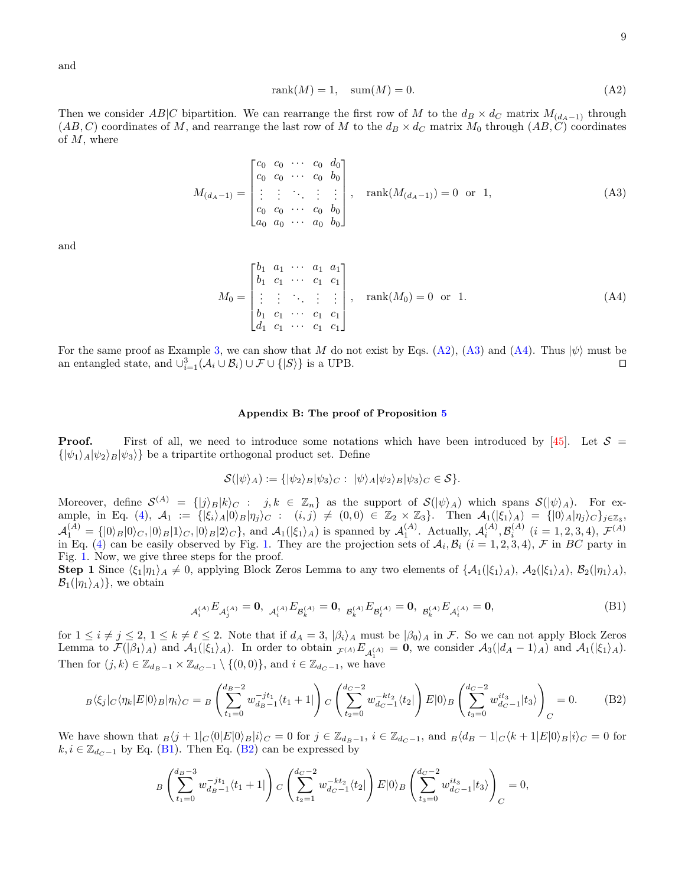and

$$\operatorname{rank}(M)=1,\quad \operatorname{sum}(M)=0. \tag{A2}$$

Then we consider $AB|C$ bipartition. We can rearrange the first row of $M$ to the $d_B\times d_C$ matrix $M_{(d_A-1)}$ through $(AB,C)$ coordinates of $M$, and rearrange the last row of $M$ to the $d_B\times d_C$ matrix $M_0$ through $(AB,C)$ coordinates of $M$, where

$$M_{(d_A-1)}=\begin{bmatrix} c_0 & c_0 & \cdots & c_0 & d_0\\ c_0 & c_0 & \cdots & c_0 & b_0\\ \vdots & \vdots & \ddots & \vdots & \vdots\\ c_0 & c_0 & \cdots & c_0 & b_0\\ a_0 & a_0 & \cdots & a_0 & b_0\end{bmatrix},\quad \operatorname{rank}(M_{(d_A-1)})=0 \ \text{ or } \ 1, \tag{A3}$$

and

$$M_0=\begin{bmatrix} b_1 & a_1 & \cdots & a_1 & a_1\\ b_1 & c_1 & \cdots & c_1 & c_1\\ \vdots & \vdots & \ddots & \vdots & \vdots\\ b_1 & c_1 & \cdots & c_1 & c_1\\ d_1 & c_1 & \cdots & c_1 & c_1\end{bmatrix},\quad \operatorname{rank}(M_0)=0 \ \text{ or } \ 1. \tag{A4}$$

For the same proof as Example 3, we can show that $M$ do not exist by Eqs. (A2), (A3) and (A4). Thus $|\psi\rangle$ must be an entangled state, and $\cup_{i=1}^{3}(\mathcal{A}_i\cup\mathcal{B}_i)\cup\mathcal{F}\cup\{|S\rangle\}$ is a UPB. $\square$

### Appendix B: The proof of Proposition 5

**Proof.** First of all, we need to introduce some notations which have been introduced by [45]. Let $\mathcal{S}=\{|\psi_1\rangle_A|\psi_2\rangle_B|\psi_3\rangle\}$ be a tripartite orthogonal product set. Define

$$\mathcal{S}(|\psi\rangle_A):=\{|\psi_2\rangle_B|\psi_3\rangle_C:\ |\psi\rangle_A|\psi_2\rangle_B|\psi_3\rangle_C\in\mathcal{S}\}.$$

Moreover, define $\mathcal{S}^{(A)}=\{|j\rangle_B|k\rangle_C:\ j,k\in\mathbb{Z}_n\}$ as the support of $\mathcal{S}(|\psi\rangle_A)$ which spans $\mathcal{S}(|\psi\rangle_A)$. For example, in Eq. (4), $\mathcal{A}_1:=\{|\xi_i\rangle_A|0\rangle_B|\eta_j\rangle_C:\ (i,j)\neq(0,0)\in\mathbb{Z}_2\times\mathbb{Z}_3\}$. Then $\mathcal{A}_1(|\xi_1\rangle_A)=\{|0\rangle_A|\eta_j\rangle_C\}_{j\in\mathbb{Z}_3}$, $\mathcal{A}_1^{(A)}=\{|0\rangle_B|0\rangle_C,|0\rangle_B|1\rangle_C,|0\rangle_B|2\rangle_C\}$, and $\mathcal{A}_1(|\xi_1\rangle_A)$ is spanned by $\mathcal{A}_1^{(A)}$. Actually, $\mathcal{A}_i^{(A)},\mathcal{B}_i^{(A)}$ $(i=1,2,3,4)$, $\mathcal{F}^{(A)}$ in Eq. (4) can be easily observed by Fig. 1. They are the projection sets of $\mathcal{A}_i,\mathcal{B}_i$ $(i=1,2,3,4)$, $\mathcal{F}$ in $BC$ party in Fig. 1. Now, we give three steps for the proof.

**Step 1** Since $\langle\xi_1|\eta_1\rangle_A\neq 0$, applying Block Zeros Lemma to any two elements of $\{\mathcal{A}_1(|\xi_1\rangle_A),\ \mathcal{A}_2(|\xi_1\rangle_A),\ \mathcal{B}_2(|\eta_1\rangle_A),\ \mathcal{B}_1(|\eta_1\rangle_A)\}$, we obtain

$${}_{\mathcal{A}_i^{(A)}}E_{\mathcal{A}_j^{(A)}}=\mathbf{0},\ \ {}_{\mathcal{A}_i^{(A)}}E_{\mathcal{B}_k^{(A)}}=\mathbf{0},\ \ {}_{\mathcal{B}_k^{(A)}}E_{\mathcal{B}_\ell^{(A)}}=\mathbf{0},\ \ {}_{\mathcal{B}_k^{(A)}}E_{\mathcal{A}_i^{(A)}}=\mathbf{0}, \tag{B1}$$

for $1\leq i\neq j\leq 2$, $1\leq k\neq \ell\leq 2$. Note that if $d_A=3$, $|\beta_i\rangle_A$ must be $|\beta_0\rangle_A$ in $\mathcal{F}$. So we can not apply Block Zeros Lemma to $\mathcal{F}(|\beta_1\rangle_A)$ and $\mathcal{A}_1(|\xi_1\rangle_A)$. In order to obtain ${}_{\mathcal{F}^{(A)}}E_{\mathcal{A}_1^{(A)}}=\mathbf{0}$, we consider $\mathcal{A}_3(|d_A-1\rangle_A)$ and $\mathcal{A}_1(|\xi_1\rangle_A)$. Then for $(j,k)\in\mathbb{Z}_{d_B-1}\times\mathbb{Z}_{d_C-1}\setminus\{(0,0)\}$, and $i\in\mathbb{Z}_{d_C-1}$, we have

$${}_B\langle\xi_j|_C\langle\eta_k|E|0\rangle_B|\eta_i\rangle_C={}_B\left(\sum_{t_1=0}^{d_B-2}w_{d_B-1}^{-jt_1}\langle t_1+1|\right){}_C\left(\sum_{t_2=0}^{d_C-2}w_{d_C-1}^{-kt_2}\langle t_2|\right)E|0\rangle_B\left(\sum_{t_3=0}^{d_C-2}w_{d_C-1}^{it_3}|t_3\rangle\right)_C=0. \tag{B2}$$

We have shown that ${}_B\langle j+1|_C\langle 0|E|0\rangle_B|i\rangle_C=0$ for $j\in\mathbb{Z}_{d_B-1}$, $i\in\mathbb{Z}_{d_C-1}$, and ${}_B\langle d_B-1|_C\langle k+1|E|0\rangle_B|i\rangle_C=0$ for $k,i\in\mathbb{Z}_{d_C-1}$ by Eq. (B1). Then Eq. (B2) can be expressed by

$${}_B\left(\sum_{t_1=0}^{d_B-3}w_{d_B-1}^{-jt_1}\langle t_1+1|\right){}_C\left(\sum_{t_2=1}^{d_C-2}w_{d_C-1}^{-kt_2}\langle t_2|\right)E|0\rangle_B\left(\sum_{t_3=0}^{d_C-2}w_{d_C-1}^{it_3}|t_3\rangle\right)_C=0,$$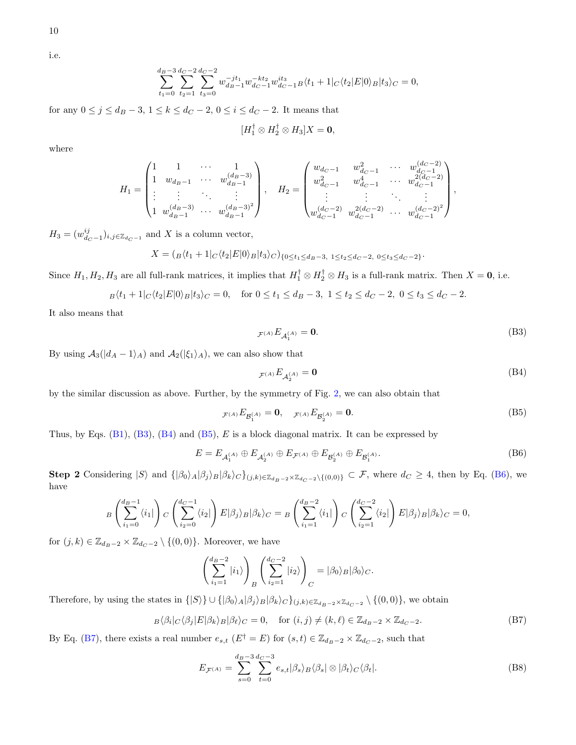i.e.

$$\sum_{t_1=0}^{d_B-3}\sum_{t_2=1}^{d_C-2}\sum_{t_3=0}^{d_C-2} w_{d_B-1}^{-jt_1} w_{d_C-1}^{-kt_2} w_{d_C-1}^{it_3}\, {}_B\langle t_1+1|_C\langle t_2|E|0\rangle_B|t_3\rangle_C = 0,$$

for any $0\leq j\leq d_B-3$, $1\leq k\leq d_C-2$, $0\leq i\leq d_C-2$. It means that

$$[H_1^\dagger\otimes H_2^\dagger\otimes H_3]X=\mathbf{0},$$

where

$$H_1=\begin{pmatrix}1 & 1 & \cdots & 1\\ 1 & w_{d_B-1} & \cdots & w_{d_B-1}^{(d_B-3)}\\ \vdots & \vdots & \ddots & \vdots\\ 1 & w_{d_B-1}^{(d_B-3)} & \cdots & w_{d_B-1}^{(d_B-3)^2}\end{pmatrix},\quad H_2=\begin{pmatrix}w_{d_C-1} & w_{d_C-1}^2 & \cdots & w_{d_C-1}^{(d_C-2)}\\ w_{d_C-1}^2 & w_{d_C-1}^4 & \cdots & w_{d_C-1}^{2(d_C-2)}\\ \vdots & \vdots & \ddots & \vdots\\ w_{d_C-1}^{(d_C-2)} & w_{d_C-1}^{2(d_C-2)} & \cdots & w_{d_C-1}^{(d_C-2)^2}\end{pmatrix},$$

$H_3=(w_{d_C-1}^{ij})_{i,j\in\mathbb{Z}_{d_C-1}}$ and $X$ is a column vector,

$$X=({}_B\langle t_1+1|_C\langle t_2|E|0\rangle_B|t_3\rangle_C)_{\{0\leq t_1\leq d_B-3,\ 1\leq t_2\leq d_C-2,\ 0\leq t_3\leq d_C-2\}}.$$

Since $H_1,H_2,H_3$ are all full-rank matrices, it implies that $H_1^\dagger\otimes H_2^\dagger\otimes H_3$ is a full-rank matrix. Then $X=\mathbf{0}$, i.e.

$${}_B\langle t_1+1|_C\langle t_2|E|0\rangle_B|t_3\rangle_C=0,\quad \text{for } 0\leq t_1\leq d_B-3,\ 1\leq t_2\leq d_C-2,\ 0\leq t_3\leq d_C-2.$$

It also means that

$${}_{\mathcal{F}^{(A)}}E_{\mathcal{A}_1^{(A)}}=\mathbf{0}. \tag{B3}$$

By using $\mathcal{A}_3(|d_A-1\rangle_A)$ and $\mathcal{A}_2(|\xi_1\rangle_A)$, we can also show that

$${}_{\mathcal{F}^{(A)}}E_{\mathcal{A}_2^{(A)}}=\mathbf{0} \tag{B4}$$

by the similar discussion as above. Further, by the symmetry of Fig. 2, we can also obtain that

$${}_{\mathcal{F}^{(A)}}E_{\mathcal{B}_1^{(A)}}=\mathbf{0},\quad {}_{\mathcal{F}^{(A)}}E_{\mathcal{B}_2^{(A)}}=\mathbf{0}. \tag{B5}$$

Thus, by Eqs. (B1), (B3), (B4) and (B5), $E$ is a block diagonal matrix. It can be expressed by

$$E=E_{\mathcal{A}_1^{(A)}}\oplus E_{\mathcal{A}_2^{(A)}}\oplus E_{\mathcal{F}^{(A)}}\oplus E_{\mathcal{B}_2^{(A)}}\oplus E_{\mathcal{B}_1^{(A)}}. \tag{B6}$$

**Step 2** Considering $|S\rangle$ and $\{|\beta_0\rangle_A|\beta_j\rangle_B|\beta_k\rangle_C\}_{(j,k)\in\mathbb{Z}_{d_B-2}\times\mathbb{Z}_{d_C-2}\setminus\{(0,0)\}}\subset\mathcal{F}$, where $d_C\geq 4$, then by Eq. (B6), we have

$${}_B\left(\sum_{i_1=0}^{d_B-1}\langle i_1|\right){}_C\left(\sum_{i_2=0}^{d_C-1}\langle i_2|\right)E|\beta_j\rangle_B|\beta_k\rangle_C={}_B\left(\sum_{i_1=1}^{d_B-2}\langle i_1|\right){}_C\left(\sum_{i_2=1}^{d_C-2}\langle i_2|\right)E|\beta_j\rangle_B|\beta_k\rangle_C=0,$$

for $(j,k)\in\mathbb{Z}_{d_B-2}\times\mathbb{Z}_{d_C-2}\setminus\{(0,0)\}$. Moreover, we have

$$\left(\sum_{i_1=1}^{d_B-2}|i_1\rangle\right)_B\left(\sum_{i_2=1}^{d_C-2}|i_2\rangle\right)_C=|\beta_0\rangle_B|\beta_0\rangle_C.$$

Therefore, by using the states in $\{|S\rangle\}\cup\{|\beta_0\rangle_A|\beta_j\rangle_B|\beta_k\rangle_C\}_{(j,k)\in\mathbb{Z}_{d_B-2}\times\mathbb{Z}_{d_C-2}}\setminus\{(0,0)\}$, we obtain

$${}_B\langle\beta_i|_C\langle\beta_j|E|\beta_k\rangle_B|\beta_\ell\rangle_C=0,\quad \text{for } (i,j)\neq(k,\ell)\in\mathbb{Z}_{d_B-2}\times\mathbb{Z}_{d_C-2}. \tag{B7}$$

By Eq. (B7), there exists a real number $e_{s,t}$ ($E^\dagger=E$) for $(s,t)\in\mathbb{Z}_{d_B-2}\times\mathbb{Z}_{d_C-2}$, such that

$$E_{\mathcal{F}^{(A)}}=\sum_{s=0}^{d_B-3}\sum_{t=0}^{d_C-3}e_{s,t}|\beta_s\rangle_B\langle\beta_s|\otimes|\beta_t\rangle_C\langle\beta_t|. \tag{B8}$$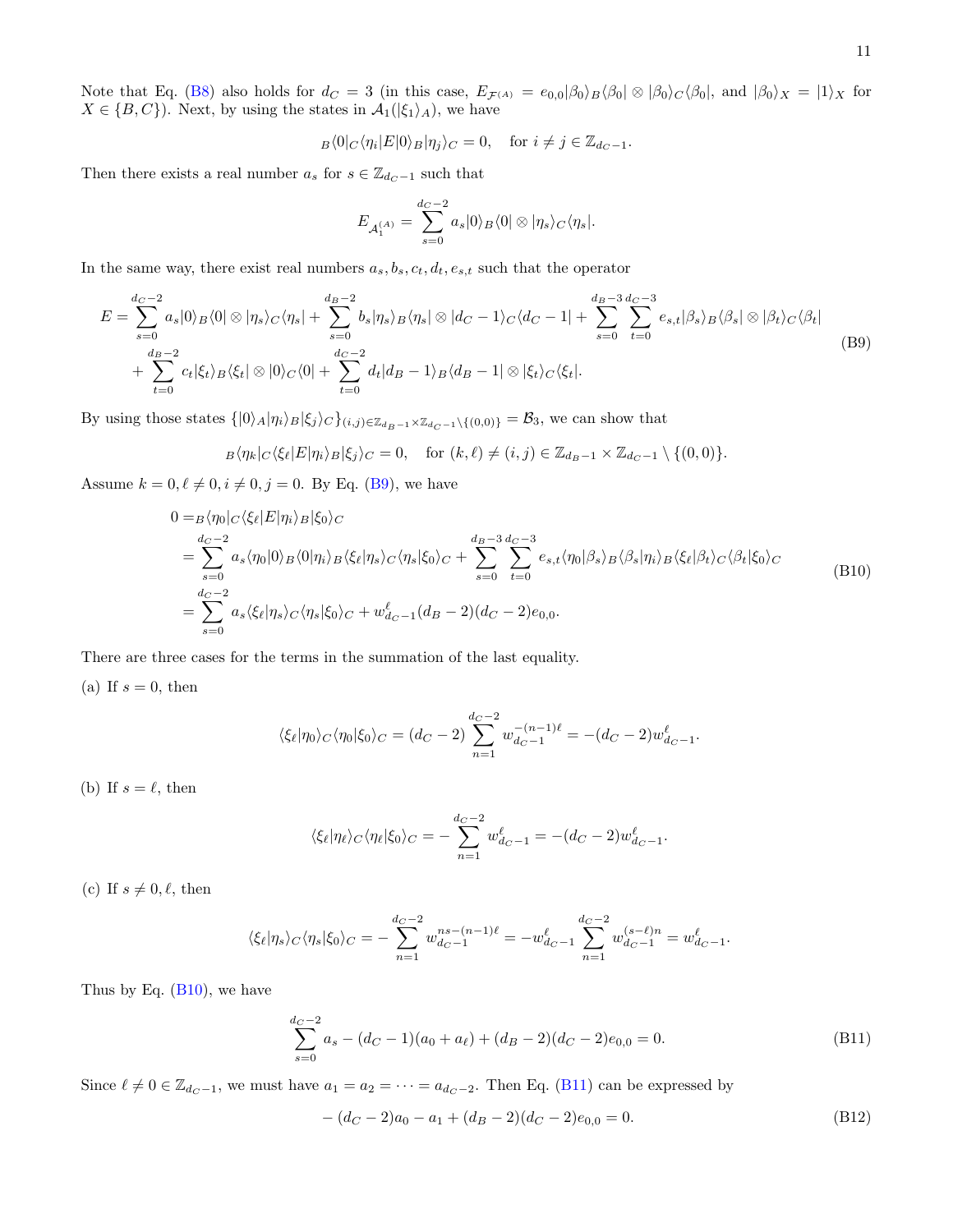Note that Eq. (B8) also holds for $d_C = 3$ (in this case, $E_{\mathcal{F}^{(A)}} = e_{0,0}|\beta_0\rangle_B\langle\beta_0| \otimes |\beta_0\rangle_C\langle\beta_0|$, and $|\beta_0\rangle_X = |1\rangle_X$ for $X \in \{B, C\}$). Next, by using the states in $\mathcal{A}_1(|\xi_1\rangle_A)$, we have

$$
{}_B\langle 0|_C\langle\eta_i|E|0\rangle_B|\eta_j\rangle_C = 0, \quad \text{for } i \neq j \in \mathbb{Z}_{d_C-1}.
$$

Then there exists a real number $a_s$ for $s \in \mathbb{Z}_{d_C-1}$ such that

$$
E_{\mathcal{A}_1^{(A)}} = \sum_{s=0}^{d_C-2} a_s|0\rangle_B\langle 0| \otimes |\eta_s\rangle_C\langle\eta_s|.
$$

In the same way, there exist real numbers $a_s, b_s, c_t, d_t, e_{s,t}$ such that the operator

$$
\begin{aligned}
E = &\sum_{s=0}^{d_C-2} a_s|0\rangle_B\langle 0| \otimes |\eta_s\rangle_C\langle\eta_s| + \sum_{s=0}^{d_B-2} b_s|\eta_s\rangle_B\langle\eta_s| \otimes |d_C-1\rangle_C\langle d_C-1| + \sum_{s=0}^{d_B-3}\sum_{t=0}^{d_C-3} e_{s,t}|\beta_s\rangle_B\langle\beta_s| \otimes |\beta_t\rangle_C\langle\beta_t| \\
&+ \sum_{t=0}^{d_B-2} c_t|\xi_t\rangle_B\langle\xi_t| \otimes |0\rangle_C\langle 0| + \sum_{t=0}^{d_C-2} d_t|d_B-1\rangle_B\langle d_B-1| \otimes |\xi_t\rangle_C\langle\xi_t|.
\end{aligned} \tag{B9}
$$

By using those states $\{|0\rangle_A|\eta_i\rangle_B|\xi_j\rangle_C\}_{(i,j)\in\mathbb{Z}_{d_B-1}\times\mathbb{Z}_{d_C-1}\setminus\{(0,0)\}} = \mathcal{B}_3$, we can show that

$$
{}_B\langle\eta_k|_C\langle\xi_\ell|E|\eta_i\rangle_B|\xi_j\rangle_C = 0, \quad \text{for } (k,\ell) \neq (i,j) \in \mathbb{Z}_{d_B-1}\times\mathbb{Z}_{d_C-1}\setminus\{(0,0)\}.
$$

Assume $k = 0, \ell \neq 0, i \neq 0, j = 0$. By Eq. (B9), we have

$$
\begin{aligned}
0 &= {}_B\langle\eta_0|_C\langle\xi_\ell|E|\eta_i\rangle_B|\xi_0\rangle_C \\
&= \sum_{s=0}^{d_C-2} a_s\langle\eta_0|0\rangle_B\langle 0|\eta_i\rangle_B\langle\xi_\ell|\eta_s\rangle_C\langle\eta_s|\xi_0\rangle_C + \sum_{s=0}^{d_B-3}\sum_{t=0}^{d_C-3} e_{s,t}\langle\eta_0|\beta_s\rangle_B\langle\beta_s|\eta_i\rangle_B\langle\xi_\ell|\beta_t\rangle_C\langle\beta_t|\xi_0\rangle_C \\
&= \sum_{s=0}^{d_C-2} a_s\langle\xi_\ell|\eta_s\rangle_C\langle\eta_s|\xi_0\rangle_C + w_{d_C-1}^{\ell}(d_B-2)(d_C-2)e_{0,0}.
\end{aligned} \tag{B10}
$$

There are three cases for the terms in the summation of the last equality.

(a) If $s = 0$, then

$$
\langle\xi_\ell|\eta_0\rangle_C\langle\eta_0|\xi_0\rangle_C = (d_C-2)\sum_{n=1}^{d_C-2} w_{d_C-1}^{-(n-1)\ell} = -(d_C-2)w_{d_C-1}^{\ell}.
$$

(b) If $s = \ell$, then

$$
\langle\xi_\ell|\eta_\ell\rangle_C\langle\eta_\ell|\xi_0\rangle_C = -\sum_{n=1}^{d_C-2} w_{d_C-1}^{\ell} = -(d_C-2)w_{d_C-1}^{\ell}.
$$

(c) If $s \neq 0, \ell$, then

$$
\langle\xi_\ell|\eta_s\rangle_C\langle\eta_s|\xi_0\rangle_C = -\sum_{n=1}^{d_C-2} w_{d_C-1}^{ns-(n-1)\ell} = -w_{d_C-1}^{\ell}\sum_{n=1}^{d_C-2} w_{d_C-1}^{(s-\ell)n} = w_{d_C-1}^{\ell}.
$$

Thus by Eq. (B10), we have

$$
\sum_{s=0}^{d_C-2} a_s - (d_C-1)(a_0+a_\ell) + (d_B-2)(d_C-2)e_{0,0} = 0. \tag{B11}
$$

Since $\ell \neq 0 \in \mathbb{Z}_{d_C-1}$, we must have $a_1 = a_2 = \cdots = a_{d_C-2}$. Then Eq. (B11) can be expressed by

$$
-(d_C-2)a_0 - a_1 + (d_B-2)(d_C-2)e_{0,0} = 0. \tag{B12}
$$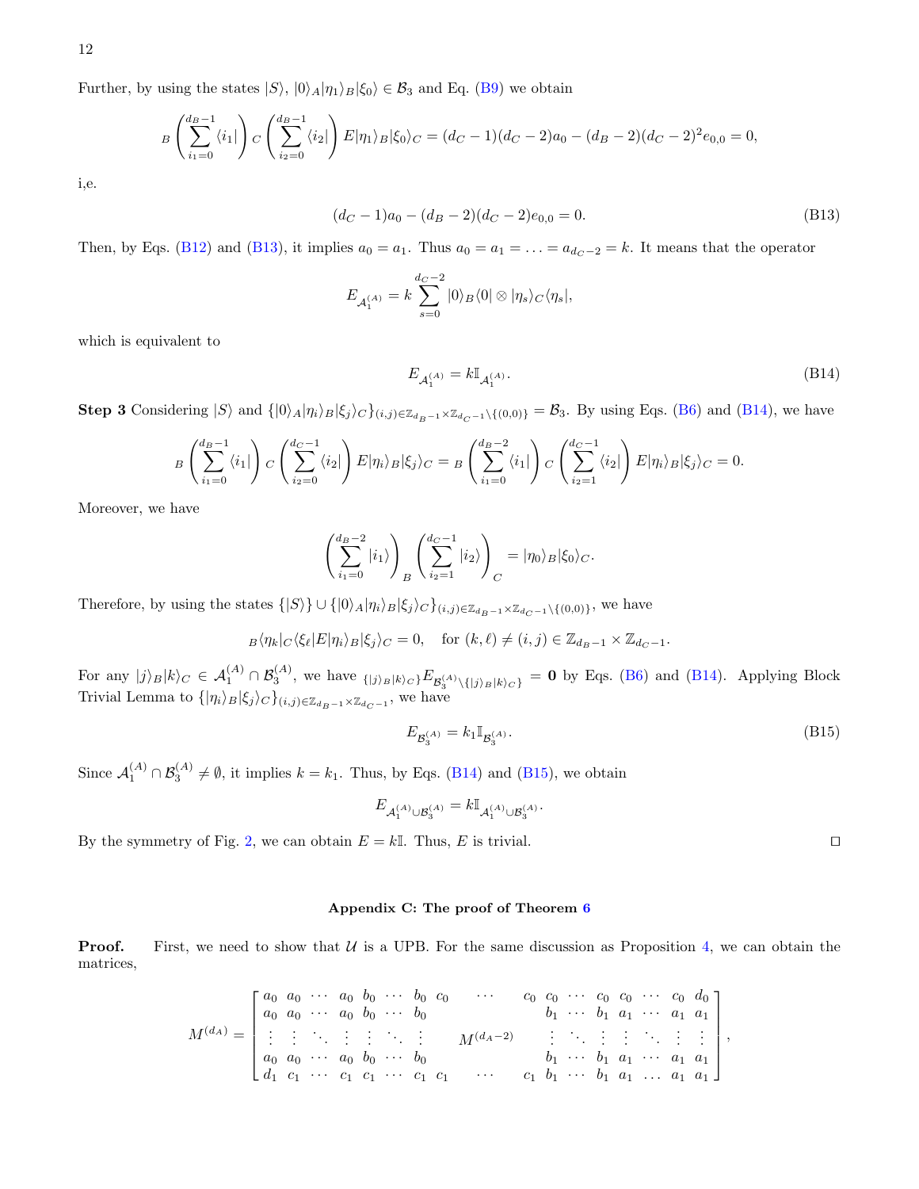Further, by using the states $|S\rangle$, $|0\rangle_A|\eta_1\rangle_B|\xi_0\rangle \in \mathcal{B}_3$ and Eq. (B9) we obtain

$$
{}_B\left(\sum_{i_1=0}^{d_B-1}\langle i_1|\right){}_C\left(\sum_{i_2=0}^{d_B-1}\langle i_2|\right)E|\eta_1\rangle_B|\xi_0\rangle_C = (d_C-1)(d_C-2)a_0-(d_B-2)(d_C-2)^2e_{0,0}=0,
$$

i,e.

$$
(d_C-1)a_0-(d_B-2)(d_C-2)e_{0,0}=0. \tag{B13}
$$

Then, by Eqs. (B12) and (B13), it implies $a_0=a_1$. Thus $a_0=a_1=\ldots=a_{d_C-2}=k$. It means that the operator

$$
E_{\mathcal{A}_1^{(A)}} = k\sum_{s=0}^{d_C-2}|0\rangle_B\langle 0|\otimes|\eta_s\rangle_C\langle\eta_s|,
$$

which is equivalent to

$$
E_{\mathcal{A}_1^{(A)}} = k\mathbb{I}_{\mathcal{A}_1^{(A)}}. \tag{B14}
$$

**Step 3** Considering $|S\rangle$ and $\{|0\rangle_A|\eta_i\rangle_B|\xi_j\rangle_C\}_{(i,j)\in\mathbb{Z}_{d_B-1}\times\mathbb{Z}_{d_C-1}\setminus\{(0,0)\}}=\mathcal{B}_3$. By using Eqs. (B6) and (B14), we have

$$
{}_B\left(\sum_{i_1=0}^{d_B-1}\langle i_1|\right){}_C\left(\sum_{i_2=0}^{d_C-1}\langle i_2|\right)E|\eta_i\rangle_B|\xi_j\rangle_C = {}_B\left(\sum_{i_1=0}^{d_B-2}\langle i_1|\right){}_C\left(\sum_{i_2=1}^{d_C-1}\langle i_2|\right)E|\eta_i\rangle_B|\xi_j\rangle_C=0.
$$

Moreover, we have

$$
\left(\sum_{i_1=0}^{d_B-2}|i_1\rangle\right)_B\left(\sum_{i_2=1}^{d_C-1}|i_2\rangle\right)_C = |\eta_0\rangle_B|\xi_0\rangle_C.
$$

Therefore, by using the states $\{|S\rangle\}\cup\{|0\rangle_A|\eta_i\rangle_B|\xi_j\rangle_C\}_{(i,j)\in\mathbb{Z}_{d_B-1}\times\mathbb{Z}_{d_C-1}\setminus\{(0,0)\}}$, we have

$$
{}_B\langle\eta_k|{}_C\langle\xi_\ell|E|\eta_i\rangle_B|\xi_j\rangle_C=0,\quad \text{for } (k,\ell)\neq(i,j)\in\mathbb{Z}_{d_B-1}\times\mathbb{Z}_{d_C-1}.
$$

For any $|j\rangle_B|k\rangle_C\in\mathcal{A}_1^{(A)}\cap\mathcal{B}_3^{(A)}$, we have ${}_{\{|j\rangle_B|k\rangle_C\}}E_{\mathcal{B}_3^{(A)}\setminus\{|j\rangle_B|k\rangle_C\}}=\mathbf{0}$ by Eqs. (B6) and (B14). Applying Block Trivial Lemma to $\{|\eta_i\rangle_B|\xi_j\rangle_C\}_{(i,j)\in\mathbb{Z}_{d_B-1}\times\mathbb{Z}_{d_C-1}}$, we have

$$
E_{\mathcal{B}_3^{(A)}} = k_1\mathbb{I}_{\mathcal{B}_3^{(A)}}. \tag{B15}
$$

Since $\mathcal{A}_1^{(A)}\cap\mathcal{B}_3^{(A)}\neq\emptyset$, it implies $k=k_1$. Thus, by Eqs. (B14) and (B15), we obtain

$$
E_{\mathcal{A}_1^{(A)}\cup\mathcal{B}_3^{(A)}} = k\mathbb{I}_{\mathcal{A}_1^{(A)}\cup\mathcal{B}_3^{(A)}}.
$$

By the symmetry of Fig. 2, we can obtain $E=k\mathbb{I}$. Thus, $E$ is trivial. $\square$

## Appendix C: The proof of Theorem 6

**Proof.** First, we need to show that $\mathcal{U}$ is a UPB. For the same discussion as Proposition 4, we can obtain the matrices,

$$
M^{(d_A)}=\begin{bmatrix}
a_0 & a_0 & \cdots & a_0 & b_0 & \cdots & b_0 & c_0 & \cdots & c_0 & c_0 & \cdots & c_0 & c_0 & \cdots & c_0 & d_0\\
a_0 & a_0 & \cdots & a_0 & b_0 & \cdots & b_0 & & & & b_1 & \cdots & b_1 & a_1 & \cdots & a_1 & a_1\\
\vdots & \vdots & \ddots & \vdots & \vdots & \ddots & \vdots & & M^{(d_A-2)} & & \vdots & \ddots & \vdots & \vdots & \ddots & \vdots & \vdots\\
a_0 & a_0 & \cdots & a_0 & b_0 & \cdots & b_0 & & & & b_1 & \cdots & b_1 & a_1 & \cdots & a_1 & a_1\\
d_1 & c_1 & \cdots & c_1 & c_1 & \cdots & c_1 & c_1 & \cdots & c_1 & b_1 & \cdots & b_1 & a_1 & \ldots & a_1 & a_1
\end{bmatrix},
$$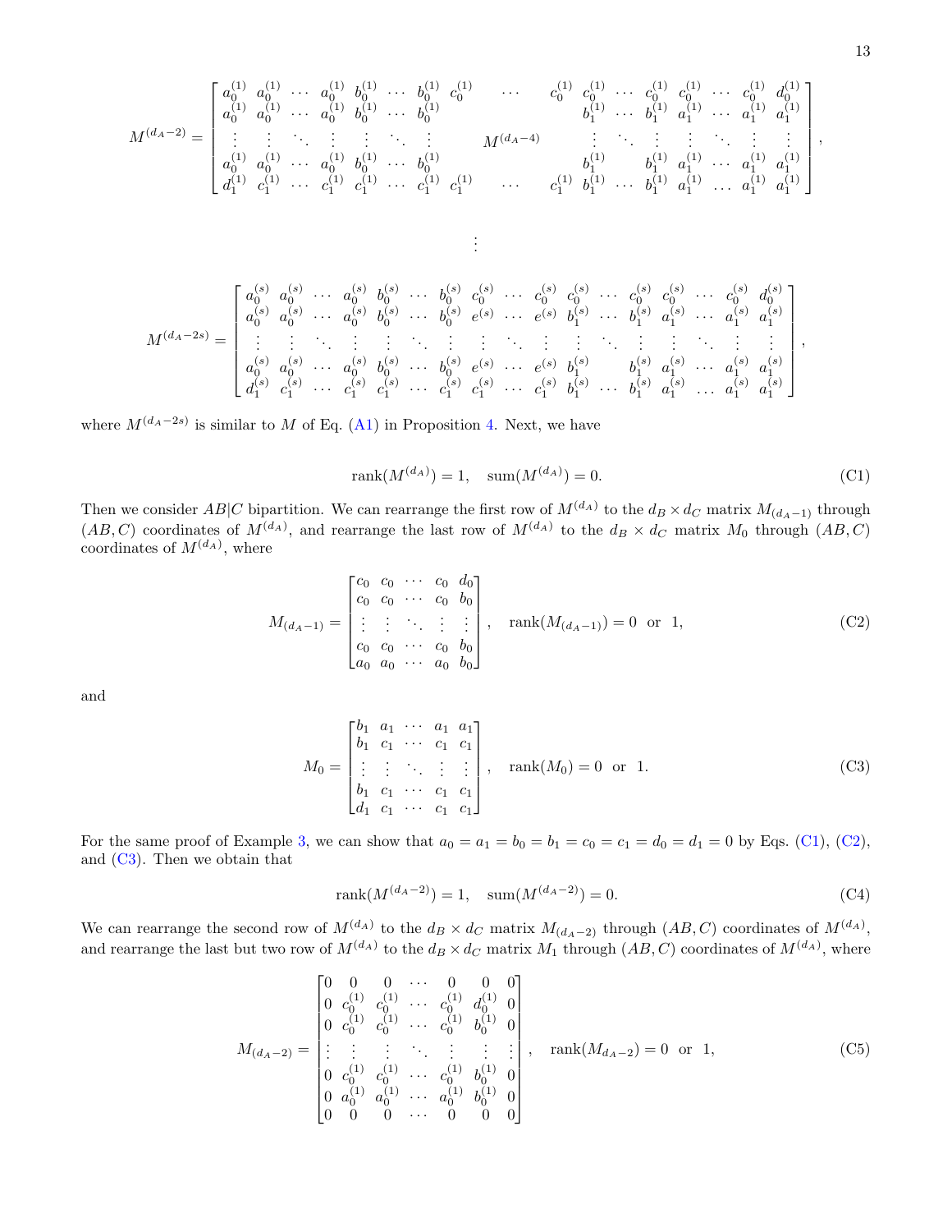$$M^{(d_A-2)} = \begin{bmatrix} a_0^{(1)} & a_0^{(1)} & \cdots & a_0^{(1)} & b_0^{(1)} & \cdots & b_0^{(1)} & c_0^{(1)} & \cdots & c_0^{(1)} & c_0^{(1)} & \cdots & c_0^{(1)} & c_0^{(1)} & \cdots & c_0^{(1)} & d_0^{(1)} \\ a_0^{(1)} & a_0^{(1)} & \cdots & a_0^{(1)} & b_0^{(1)} & \cdots & b_0^{(1)} & & & & b_1^{(1)} & \cdots & b_1^{(1)} & a_1^{(1)} & \cdots & a_1^{(1)} & a_1^{(1)} \\ \vdots & \vdots & \ddots & \vdots & \vdots & \ddots & \vdots & & M^{(d_A-4)} & & \vdots & \ddots & \vdots & \vdots & \ddots & \vdots & \vdots \\ a_0^{(1)} & a_0^{(1)} & \cdots & a_0^{(1)} & b_0^{(1)} & \cdots & b_0^{(1)} & & & & b_1^{(1)} & & b_1^{(1)} & a_1^{(1)} & \cdots & a_1^{(1)} & a_1^{(1)} \\ d_1^{(1)} & c_1^{(1)} & \cdots & c_1^{(1)} & c_1^{(1)} & \cdots & c_1^{(1)} & c_1^{(1)} & \cdots & c_1^{(1)} & b_1^{(1)} & \cdots & b_1^{(1)} & a_1^{(1)} & \cdots & a_1^{(1)} & a_1^{(1)} \end{bmatrix},$$

$$\vdots$$

$$M^{(d_A-2s)} = \begin{bmatrix} a_0^{(s)} & a_0^{(s)} & \cdots & a_0^{(s)} & b_0^{(s)} & \cdots & b_0^{(s)} & c_0^{(s)} & \cdots & c_0^{(s)} & c_0^{(s)} & \cdots & c_0^{(s)} & c_0^{(s)} & \cdots & c_0^{(s)} & d_0^{(s)} \\ a_0^{(s)} & a_0^{(s)} & \cdots & a_0^{(s)} & b_0^{(s)} & \cdots & b_0^{(s)} & e^{(s)} & \cdots & e^{(s)} & b_1^{(s)} & \cdots & b_1^{(s)} & a_1^{(s)} & \cdots & a_1^{(s)} & a_1^{(s)} \\ \vdots & \vdots & \ddots & \vdots & \vdots & \ddots & \vdots & \vdots & \ddots & \vdots & \vdots & \ddots & \vdots & \vdots & \ddots & \vdots & \vdots \\ a_0^{(s)} & a_0^{(s)} & \cdots & a_0^{(s)} & b_0^{(s)} & \cdots & b_0^{(s)} & e^{(s)} & \cdots & e^{(s)} & b_1^{(s)} & & b_1^{(s)} & a_1^{(s)} & \cdots & a_1^{(s)} & a_1^{(s)} \\ d_1^{(s)} & c_1^{(s)} & \cdots & c_1^{(s)} & c_1^{(s)} & \cdots & c_1^{(s)} & c_1^{(s)} & \cdots & c_1^{(s)} & b_1^{(s)} & \cdots & b_1^{(s)} & a_1^{(s)} & \cdots & a_1^{(s)} & a_1^{(s)} \end{bmatrix},$$

where $M^{(d_A-2s)}$ is similar to $M$ of Eq. (A1) in Proposition 4. Next, we have

$$\mathrm{rank}(M^{(d_A)}) = 1, \quad \mathrm{sum}(M^{(d_A)}) = 0. \tag{C1}$$

Then we consider $AB|C$ bipartition. We can rearrange the first row of $M^{(d_A)}$ to the $d_B \times d_C$ matrix $M_{(d_A-1)}$ through $(AB, C)$ coordinates of $M^{(d_A)}$, and rearrange the last row of $M^{(d_A)}$ to the $d_B \times d_C$ matrix $M_0$ through $(AB, C)$ coordinates of $M^{(d_A)}$, where

$$M_{(d_A-1)} = \begin{bmatrix} c_0 & c_0 & \cdots & c_0 & d_0 \\ c_0 & c_0 & \cdots & c_0 & b_0 \\ \vdots & \vdots & \ddots & \vdots & \vdots \\ c_0 & c_0 & \cdots & c_0 & b_0 \\ a_0 & a_0 & \cdots & a_0 & b_0 \end{bmatrix}, \quad \mathrm{rank}(M_{(d_A-1)}) = 0 \ \text{ or } \ 1, \tag{C2}$$

and

$$M_0 = \begin{bmatrix} b_1 & a_1 & \cdots & a_1 & a_1 \\ b_1 & c_1 & \cdots & c_1 & c_1 \\ \vdots & \vdots & \ddots & \vdots & \vdots \\ b_1 & c_1 & \cdots & c_1 & c_1 \\ d_1 & c_1 & \cdots & c_1 & c_1 \end{bmatrix}, \quad \mathrm{rank}(M_0) = 0 \ \text{ or } \ 1. \tag{C3}$$

For the same proof of Example 3, we can show that $a_0 = a_1 = b_0 = b_1 = c_0 = c_1 = d_0 = d_1 = 0$ by Eqs. (C1), (C2), and (C3). Then we obtain that

$$\mathrm{rank}(M^{(d_A-2)}) = 1, \quad \mathrm{sum}(M^{(d_A-2)}) = 0. \tag{C4}$$

We can rearrange the second row of $M^{(d_A)}$ to the $d_B \times d_C$ matrix $M_{(d_A-2)}$ through $(AB, C)$ coordinates of $M^{(d_A)}$, and rearrange the last but two row of $M^{(d_A)}$ to the $d_B \times d_C$ matrix $M_1$ through $(AB, C)$ coordinates of $M^{(d_A)}$, where

$$M_{(d_A-2)} = \begin{bmatrix} 0 & 0 & 0 & \cdots & 0 & 0 & 0 \\ 0 & c_0^{(1)} & c_0^{(1)} & \cdots & c_0^{(1)} & d_0^{(1)} & 0 \\ 0 & c_0^{(1)} & c_0^{(1)} & \cdots & c_0^{(1)} & b_0^{(1)} & 0 \\ \vdots & \vdots & \vdots & \ddots & \vdots & \vdots & \vdots \\ 0 & c_0^{(1)} & c_0^{(1)} & \cdots & c_0^{(1)} & b_0^{(1)} & 0 \\ 0 & a_0^{(1)} & a_0^{(1)} & \cdots & a_0^{(1)} & b_0^{(1)} & 0 \\ 0 & 0 & 0 & \cdots & 0 & 0 & 0 \end{bmatrix}, \quad \mathrm{rank}(M_{d_A-2}) = 0 \ \text{ or } \ 1, \tag{C5}$$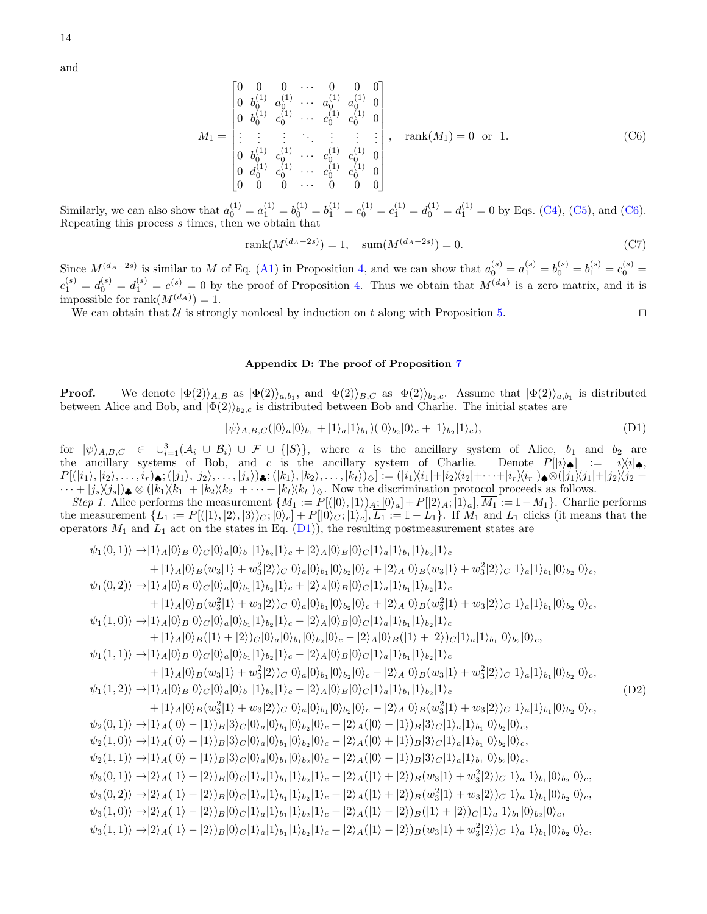and

$$M_1 = \begin{bmatrix} 0 & 0 & 0 & \cdots & 0 & 0 & 0 \\ 0 & b_0^{(1)} & a_0^{(1)} & \cdots & a_0^{(1)} & a_0^{(1)} & 0 \\ 0 & b_0^{(1)} & c_0^{(1)} & \cdots & c_0^{(1)} & c_0^{(1)} & 0 \\ \vdots & \vdots & \vdots & \ddots & \vdots & \vdots & \vdots \\ 0 & b_0^{(1)} & c_0^{(1)} & \cdots & c_0^{(1)} & c_0^{(1)} & 0 \\ 0 & d_0^{(1)} & c_0^{(1)} & \cdots & c_0^{(1)} & c_0^{(1)} & 0 \\ 0 & 0 & 0 & \cdots & 0 & 0 & 0 \end{bmatrix}, \quad \text{rank}(M_1) = 0 \ \text{ or } \ 1. \tag{C6}$$

Similarly, we can also show that $a_0^{(1)} = a_1^{(1)} = b_0^{(1)} = b_1^{(1)} = c_0^{(1)} = c_1^{(1)} = d_0^{(1)} = d_1^{(1)} = 0$ by Eqs. (C4), (C5), and (C6). Repeating this process $s$ times, then we obtain that

$$\text{rank}(M^{(d_A-2s)}) = 1, \quad \text{sum}(M^{(d_A-2s)}) = 0. \tag{C7}$$

Since $M^{(d_A-2s)}$ is similar to $M$ of Eq. (A1) in Proposition 4, and we can show that $a_0^{(s)} = a_1^{(s)} = b_0^{(s)} = b_1^{(s)} = c_0^{(s)} = c_1^{(s)} = d_0^{(s)} = d_1^{(s)} = e^{(s)} = 0$ by the proof of Proposition 4. Thus we obtain that $M^{(d_A)}$ is a zero matrix, and it is impossible for $\text{rank}(M^{(d_A)}) = 1$.

We can obtain that $\mathcal{U}$ is strongly nonlocal by induction on $t$ along with Proposition 5. $\square$

## Appendix D: The proof of Proposition 7

**Proof.** We denote $|\Phi(2)\rangle_{A,B}$ as $|\Phi(2)\rangle_{a,b_1}$, and $|\Phi(2)\rangle_{B,C}$ as $|\Phi(2)\rangle_{b_2,c}$. Assume that $|\Phi(2)\rangle_{a,b_1}$ is distributed between Alice and Bob, and $|\Phi(2)\rangle_{b_2,c}$ is distributed between Bob and Charlie. The initial states are

$$|\psi\rangle_{A,B,C}(|0\rangle_a|0\rangle_{b_1} + |1\rangle_a|1\rangle_{b_1})(|0\rangle_{b_2}|0\rangle_c + |1\rangle_{b_2}|1\rangle_c), \tag{D1}$$

for $|\psi\rangle_{A,B,C} \in \cup_{i=1}^{3}(\mathcal{A}_i \cup \mathcal{B}_i) \cup \mathcal{F} \cup \{|S\rangle\}$, where $a$ is the ancillary system of Alice, $b_1$ and $b_2$ are the ancillary systems of Bob, and $c$ is the ancillary system of Charlie. Denote $P[|i\rangle_\spadesuit] := |i\rangle\langle i|_\spadesuit$, $P[(|i_1\rangle, |i_2\rangle, \ldots, |i_r\rangle)_\spadesuit; (|j_1\rangle, |j_2\rangle, \ldots, |j_s\rangle)_\clubsuit; (|k_1\rangle, |k_2\rangle, \ldots, |k_t\rangle)_\diamondsuit] := (|i_1\rangle\langle i_1| + |i_2\rangle\langle i_2| + \cdots + |i_r\rangle\langle i_r|)_\spadesuit \otimes (|j_1\rangle\langle j_1| + |j_2\rangle\langle j_2| + \cdots + |j_s\rangle\langle j_s|)_\clubsuit \otimes (|k_1\rangle\langle k_1| + |k_2\rangle\langle k_2| + \cdots + |k_t\rangle\langle k_t|)_\diamondsuit$. Now the discrimination protocol proceeds as follows.

*Step 1.* Alice performs the measurement $\{M_1 := P[(|0\rangle, |1\rangle)_A; |0\rangle_a] + P[|2\rangle_A; |1\rangle_a], \overline{M_1} := \mathbb{I} - M_1\}$. Charlie performs the measurement $\{L_1 := P[(|1\rangle, |2\rangle, |3\rangle)_C; |0\rangle_c] + P[|0\rangle_C; |1\rangle_c], \overline{L_1} := \mathbb{I} - L_1\}$. If $M_1$ and $L_1$ clicks (it means that the operators $M_1$ and $L_1$ act on the states in Eq. (D1)), the resulting postmeasurement states are

$$\begin{aligned}
|\psi_1(0,1)\rangle \to & |1\rangle_A|0\rangle_B|0\rangle_C|0\rangle_a|0\rangle_{b_1}|1\rangle_{b_2}|1\rangle_c + |2\rangle_A|0\rangle_B|0\rangle_C|1\rangle_a|1\rangle_{b_1}|1\rangle_{b_2}|1\rangle_c \\
& + |1\rangle_A|0\rangle_B(w_3|1\rangle + w_3^2|2\rangle)_C|0\rangle_a|0\rangle_{b_1}|0\rangle_{b_2}|0\rangle_c + |2\rangle_A|0\rangle_B(w_3|1\rangle + w_3^2|2\rangle)_C|1\rangle_a|1\rangle_{b_1}|0\rangle_{b_2}|0\rangle_c, \\
|\psi_1(0,2)\rangle \to & |1\rangle_A|0\rangle_B|0\rangle_C|0\rangle_a|0\rangle_{b_1}|1\rangle_{b_2}|1\rangle_c + |2\rangle_A|0\rangle_B|0\rangle_C|1\rangle_a|1\rangle_{b_1}|1\rangle_{b_2}|1\rangle_c \\
& + |1\rangle_A|0\rangle_B(w_3^2|1\rangle + w_3|2\rangle)_C|0\rangle_a|0\rangle_{b_1}|0\rangle_{b_2}|0\rangle_c + |2\rangle_A|0\rangle_B(w_3^2|1\rangle + w_3|2\rangle)_C|1\rangle_a|1\rangle_{b_1}|0\rangle_{b_2}|0\rangle_c, \\
|\psi_1(1,0)\rangle \to & |1\rangle_A|0\rangle_B|0\rangle_C|0\rangle_a|0\rangle_{b_1}|1\rangle_{b_2}|1\rangle_c - |2\rangle_A|0\rangle_B|0\rangle_C|1\rangle_a|1\rangle_{b_1}|1\rangle_{b_2}|1\rangle_c \\
& + |1\rangle_A|0\rangle_B(|1\rangle + |2\rangle)_C|0\rangle_a|0\rangle_{b_1}|0\rangle_{b_2}|0\rangle_c - |2\rangle_A|0\rangle_B(|1\rangle + |2\rangle)_C|1\rangle_a|1\rangle_{b_1}|0\rangle_{b_2}|0\rangle_c, \\
|\psi_1(1,1)\rangle \to & |1\rangle_A|0\rangle_B|0\rangle_C|0\rangle_a|0\rangle_{b_1}|1\rangle_{b_2}|1\rangle_c - |2\rangle_A|0\rangle_B|0\rangle_C|1\rangle_a|1\rangle_{b_1}|1\rangle_{b_2}|1\rangle_c \\
& + |1\rangle_A|0\rangle_B(w_3|1\rangle + w_3^2|2\rangle)_C|0\rangle_a|0\rangle_{b_1}|0\rangle_{b_2}|0\rangle_c - |2\rangle_A|0\rangle_B(w_3|1\rangle + w_3^2|2\rangle)_C|1\rangle_a|1\rangle_{b_1}|0\rangle_{b_2}|0\rangle_c, \\
|\psi_1(1,2)\rangle \to & |1\rangle_A|0\rangle_B|0\rangle_C|0\rangle_a|0\rangle_{b_1}|1\rangle_{b_2}|1\rangle_c - |2\rangle_A|0\rangle_B|0\rangle_C|1\rangle_a|1\rangle_{b_1}|1\rangle_{b_2}|1\rangle_c \\
& + |1\rangle_A|0\rangle_B(w_3^2|1\rangle + w_3|2\rangle)_C|0\rangle_a|0\rangle_{b_1}|0\rangle_{b_2}|0\rangle_c - |2\rangle_A|0\rangle_B(w_3^2|1\rangle + w_3|2\rangle)_C|1\rangle_a|1\rangle_{b_1}|0\rangle_{b_2}|0\rangle_c, \\
|\psi_2(0,1)\rangle \to & |1\rangle_A(|0\rangle - |1\rangle)_B|3\rangle_C|0\rangle_a|0\rangle_{b_1}|0\rangle_{b_2}|0\rangle_c + |2\rangle_A(|0\rangle - |1\rangle)_B|3\rangle_C|1\rangle_a|1\rangle_{b_1}|0\rangle_{b_2}|0\rangle_c, \\
|\psi_2(1,0)\rangle \to & |1\rangle_A(|0\rangle + |1\rangle)_B|3\rangle_C|0\rangle_a|0\rangle_{b_1}|0\rangle_{b_2}|0\rangle_c - |2\rangle_A(|0\rangle + |1\rangle)_B|3\rangle_C|1\rangle_a|1\rangle_{b_1}|0\rangle_{b_2}|0\rangle_c, \\
|\psi_2(1,1)\rangle \to & |1\rangle_A(|0\rangle - |1\rangle)_B|3\rangle_C|0\rangle_a|0\rangle_{b_1}|0\rangle_{b_2}|0\rangle_c - |2\rangle_A(|0\rangle - |1\rangle)_B|3\rangle_C|1\rangle_a|1\rangle_{b_1}|0\rangle_{b_2}|0\rangle_c, \\
|\psi_3(0,1)\rangle \to & |2\rangle_A(|1\rangle + |2\rangle)_B|0\rangle_C|1\rangle_a|1\rangle_{b_1}|1\rangle_{b_2}|1\rangle_c + |2\rangle_A(|1\rangle + |2\rangle)_B(w_3|1\rangle + w_3^2|2\rangle)_C|1\rangle_a|1\rangle_{b_1}|0\rangle_{b_2}|0\rangle_c, \\
|\psi_3(0,2)\rangle \to & |2\rangle_A(|1\rangle + |2\rangle)_B|0\rangle_C|1\rangle_a|1\rangle_{b_1}|1\rangle_{b_2}|1\rangle_c + |2\rangle_A(|1\rangle + |2\rangle)_B(w_3^2|1\rangle + w_3|2\rangle)_C|1\rangle_a|1\rangle_{b_1}|0\rangle_{b_2}|0\rangle_c, \\
|\psi_3(1,0)\rangle \to & |2\rangle_A(|1\rangle - |2\rangle)_B|0\rangle_C|1\rangle_a|1\rangle_{b_1}|1\rangle_{b_2}|1\rangle_c + |2\rangle_A(|1\rangle - |2\rangle)_B(|1\rangle + |2\rangle)_C|1\rangle_a|1\rangle_{b_1}|0\rangle_{b_2}|0\rangle_c, \\
|\psi_3(1,1)\rangle \to & |2\rangle_A(|1\rangle - |2\rangle)_B|0\rangle_C|1\rangle_a|1\rangle_{b_1}|1\rangle_{b_2}|1\rangle_c + |2\rangle_A(|1\rangle - |2\rangle)_B(w_3|1\rangle + w_3^2|2\rangle)_C|1\rangle_a|1\rangle_{b_1}|0\rangle_{b_2}|0\rangle_c,
\end{aligned} \tag{D2}$$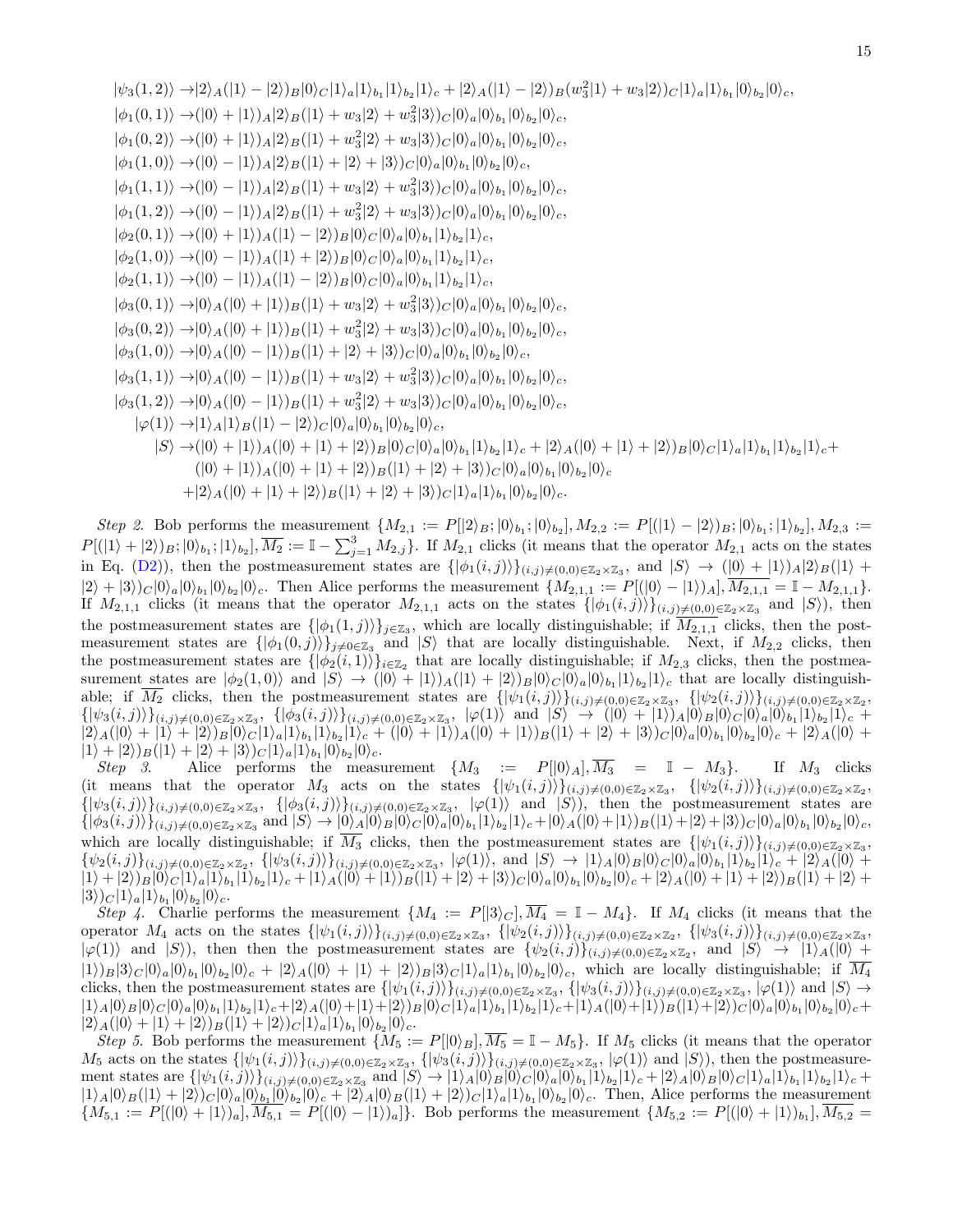$$
\begin{aligned}
&|\psi_3(1,2)\rangle \rightarrow |2\rangle_A(|1\rangle-|2\rangle)_B|0\rangle_C|1\rangle_a|1\rangle_{b_1}|1\rangle_{b_2}|1\rangle_c+|2\rangle_A(|1\rangle-|2\rangle)_B(w_3^2|1\rangle+w_3|2\rangle)_C|1\rangle_a|1\rangle_{b_1}|0\rangle_{b_2}|0\rangle_c,\\
&|\phi_1(0,1)\rangle \rightarrow (|0\rangle+|1\rangle)_A|2\rangle_B(|1\rangle+w_3|2\rangle+w_3^2|3\rangle)_C|0\rangle_a|0\rangle_{b_1}|0\rangle_{b_2}|0\rangle_c,\\
&|\phi_1(0,2)\rangle \rightarrow (|0\rangle+|1\rangle)_A|2\rangle_B(|1\rangle+w_3^2|2\rangle+w_3|3\rangle)_C|0\rangle_a|0\rangle_{b_1}|0\rangle_{b_2}|0\rangle_c,\\
&|\phi_1(1,0)\rangle \rightarrow (|0\rangle-|1\rangle)_A|2\rangle_B(|1\rangle+|2\rangle+|3\rangle)_C|0\rangle_a|0\rangle_{b_1}|0\rangle_{b_2}|0\rangle_c,\\
&|\phi_1(1,1)\rangle \rightarrow (|0\rangle-|1\rangle)_A|2\rangle_B(|1\rangle+w_3|2\rangle+w_3^2|3\rangle)_C|0\rangle_a|0\rangle_{b_1}|0\rangle_{b_2}|0\rangle_c,\\
&|\phi_1(1,2)\rangle \rightarrow (|0\rangle-|1\rangle)_A|2\rangle_B(|1\rangle+w_3^2|2\rangle+w_3|3\rangle)_C|0\rangle_a|0\rangle_{b_1}|0\rangle_{b_2}|0\rangle_c,\\
&|\phi_2(0,1)\rangle \rightarrow (|0\rangle+|1\rangle)_A(|1\rangle-|2\rangle)_B|0\rangle_C|0\rangle_a|0\rangle_{b_1}|1\rangle_{b_2}|1\rangle_c,\\
&|\phi_2(1,0)\rangle \rightarrow (|0\rangle-|1\rangle)_A(|1\rangle+|2\rangle)_B|0\rangle_C|0\rangle_a|0\rangle_{b_1}|1\rangle_{b_2}|1\rangle_c,\\
&|\phi_2(1,1)\rangle \rightarrow (|0\rangle-|1\rangle)_A(|1\rangle-|2\rangle)_B|0\rangle_C|0\rangle_a|0\rangle_{b_1}|1\rangle_{b_2}|1\rangle_c,\\
&|\phi_3(0,1)\rangle \rightarrow |0\rangle_A(|0\rangle+|1\rangle)_B(|1\rangle+w_3|2\rangle+w_3^2|3\rangle)_C|0\rangle_a|0\rangle_{b_1}|0\rangle_{b_2}|0\rangle_c,\\
&|\phi_3(0,2)\rangle \rightarrow |0\rangle_A(|0\rangle+|1\rangle)_B(|1\rangle+w_3^2|2\rangle+w_3|3\rangle)_C|0\rangle_a|0\rangle_{b_1}|0\rangle_{b_2}|0\rangle_c,\\
&|\phi_3(1,0)\rangle \rightarrow |0\rangle_A(|0\rangle-|1\rangle)_B(|1\rangle+|2\rangle+|3\rangle)_C|0\rangle_a|0\rangle_{b_1}|0\rangle_{b_2}|0\rangle_c,\\
&|\phi_3(1,1)\rangle \rightarrow |0\rangle_A(|0\rangle-|1\rangle)_B(|1\rangle+w_3|2\rangle+w_3^2|3\rangle)_C|0\rangle_a|0\rangle_{b_1}|0\rangle_{b_2}|0\rangle_c,\\
&|\phi_3(1,2)\rangle \rightarrow |0\rangle_A(|0\rangle-|1\rangle)_B(|1\rangle+w_3^2|2\rangle+w_3|3\rangle)_C|0\rangle_a|0\rangle_{b_1}|0\rangle_{b_2}|0\rangle_c,\\
&\quad|\varphi(1)\rangle \rightarrow |1\rangle_A|1\rangle_B(|1\rangle-|2\rangle)_C|0\rangle_a|0\rangle_{b_1}|0\rangle_{b_2}|0\rangle_c,\\
&\quad|S\rangle \rightarrow (|0\rangle+|1\rangle)_A(|0\rangle+|1\rangle+|2\rangle)_B|0\rangle_C|0\rangle_a|0\rangle_{b_1}|1\rangle_{b_2}|1\rangle_c+|2\rangle_A(|0\rangle+|1\rangle+|2\rangle)_B|0\rangle_C|1\rangle_a|1\rangle_{b_1}|1\rangle_{b_2}|1\rangle_c+\\
&\qquad(|0\rangle+|1\rangle)_A(|0\rangle+|1\rangle+|2\rangle)_B(|1\rangle+|2\rangle+|3\rangle)_C|0\rangle_a|0\rangle_{b_1}|0\rangle_{b_2}|0\rangle_c\\
&\qquad+|2\rangle_A(|0\rangle+|1\rangle+|2\rangle)_B(|1\rangle+|2\rangle+|3\rangle)_C|1\rangle_a|1\rangle_{b_1}|0\rangle_{b_2}|0\rangle_c.
\end{aligned}
$$

*Step 2.* Bob performs the measurement $\{M_{2,1}:=P[|2\rangle_B;|0\rangle_{b_1};|0\rangle_{b_2}],M_{2,2}:=P[(|1\rangle-|2\rangle)_B;|0\rangle_{b_1};|1\rangle_{b_2}],M_{2,3}:=P[(|1\rangle+|2\rangle)_B;|0\rangle_{b_1};|1\rangle_{b_2}],\overline{M_2}:=\mathbb{I}-\sum_{j=1}^3 M_{2,j}\}$. If $M_{2,1}$ clicks (it means that the operator $M_{2,1}$ acts on the states in Eq. (D2)), then the postmeasurement states are $\{|\phi_1(i,j)\rangle\}_{(i,j)\neq(0,0)\in\mathbb{Z}_2\times\mathbb{Z}_3}$, and $|S\rangle\rightarrow(|0\rangle+|1\rangle)_A|2\rangle_B(|1\rangle+|2\rangle+|3\rangle)_C|0\rangle_a|0\rangle_{b_1}|0\rangle_{b_2}|0\rangle_c$. Then Alice performs the measurement $\{M_{2,1,1}:=P[(|0\rangle-|1\rangle)_A],\overline{M_{2,1,1}}=\mathbb{I}-M_{2,1,1}\}$. If $M_{2,1,1}$ clicks (it means that the operator $M_{2,1,1}$ acts on the states $\{|\phi_1(i,j)\rangle\}_{(i,j)\neq(0,0)\in\mathbb{Z}_2\times\mathbb{Z}_3}$ and $|S\rangle$), then the postmeasurement states are $\{|\phi_1(1,j)\rangle\}_{j\in\mathbb{Z}_3}$, which are locally distinguishable; if $\overline{M_{2,1,1}}$ clicks, then the postmeasurement states are $\{|\phi_1(0,j)\rangle\}_{j\neq0\in\mathbb{Z}_3}$ and $|S\rangle$ that are locally distinguishable. Next, if $M_{2,2}$ clicks, then the postmeasurement states are $\{|\phi_2(i,1)\rangle\}_{i\in\mathbb{Z}_2}$ that are locally distinguishable; if $M_{2,3}$ clicks, then the postmeasurement states are $|\phi_2(1,0)\rangle$ and $|S\rangle\rightarrow(|0\rangle+|1\rangle)_A(|1\rangle+|2\rangle)_B|0\rangle_C|0\rangle_a|0\rangle_{b_1}|1\rangle_{b_2}|1\rangle_c$ that are locally distinguishable; if $\overline{M_2}$ clicks, then the postmeasurement states are $\{|\psi_1(i,j)\rangle\}_{(i,j)\neq(0,0)\in\mathbb{Z}_2\times\mathbb{Z}_3}$, $\{|\psi_2(i,j)\rangle\}_{(i,j)\neq(0,0)\in\mathbb{Z}_2\times\mathbb{Z}_2}$, $\{|\psi_3(i,j)\rangle\}_{(i,j)\neq(0,0)\in\mathbb{Z}_2\times\mathbb{Z}_3}$, $\{|\phi_3(i,j)\rangle\}_{(i,j)\neq(0,0)\in\mathbb{Z}_2\times\mathbb{Z}_3}$, $|\varphi(1)\rangle$ and $|S\rangle\rightarrow(|0\rangle+|1\rangle)_A|0\rangle_B|0\rangle_C|0\rangle_a|0\rangle_{b_1}|1\rangle_{b_2}|1\rangle_c+|2\rangle_A(|0\rangle+|1\rangle+|2\rangle)_B|0\rangle_C|1\rangle_a|1\rangle_{b_1}|1\rangle_{b_2}|1\rangle_c+(|0\rangle+|1\rangle)_A(|0\rangle+|1\rangle)_B(|1\rangle+|2\rangle+|3\rangle)_C|0\rangle_a|0\rangle_{b_1}|0\rangle_{b_2}|0\rangle_c+|2\rangle_A(|0\rangle+|1\rangle+|2\rangle)_B(|1\rangle+|2\rangle+|3\rangle)_C|1\rangle_a|1\rangle_{b_1}|0\rangle_{b_2}|0\rangle_c$.

*Step 3.* Alice performs the measurement $\{M_3:=P[|0\rangle_A],\overline{M_3}=\mathbb{I}-M_3\}$. If $M_3$ clicks (it means that the operator $M_3$ acts on the states $\{|\psi_1(i,j)\rangle\}_{(i,j)\neq(0,0)\in\mathbb{Z}_2\times\mathbb{Z}_3}$, $\{|\psi_2(i,j)\rangle\}_{(i,j)\neq(0,0)\in\mathbb{Z}_2\times\mathbb{Z}_2}$, $\{|\psi_3(i,j)\rangle\}_{(i,j)\neq(0,0)\in\mathbb{Z}_2\times\mathbb{Z}_3}$, $\{|\phi_3(i,j)\rangle\}_{(i,j)\neq(0,0)\in\mathbb{Z}_2\times\mathbb{Z}_3}$, $|\varphi(1)\rangle$ and $|S\rangle$), then the postmeasurement states are $\{|\phi_3(i,j)\rangle\}_{(i,j)\neq(0,0)\in\mathbb{Z}_2\times\mathbb{Z}_3}$ and $|S\rangle\rightarrow|0\rangle_A|0\rangle_B|0\rangle_C|0\rangle_a|0\rangle_{b_1}|1\rangle_{b_2}|1\rangle_c+|0\rangle_A(|0\rangle+|1\rangle)_B(|1\rangle+|2\rangle+|3\rangle)_C|0\rangle_a|0\rangle_{b_1}|0\rangle_{b_2}|0\rangle_c$, which are locally distinguishable; if $\overline{M_3}$ clicks, then the postmeasurement states are $\{|\psi_1(i,j)\rangle\}_{(i,j)\neq(0,0)\in\mathbb{Z}_2\times\mathbb{Z}_3}$, $\{\psi_2(i,j)\}_{(i,j)\neq(0,0)\in\mathbb{Z}_2\times\mathbb{Z}_2}$, $\{|\psi_3(i,j)\rangle\}_{(i,j)\neq(0,0)\in\mathbb{Z}_2\times\mathbb{Z}_3}$, $|\varphi(1)\rangle$, and $|S\rangle\rightarrow|1\rangle_A|0\rangle_B|0\rangle_C|0\rangle_a|0\rangle_{b_1}|1\rangle_{b_2}|1\rangle_c+|2\rangle_A(|0\rangle+|1\rangle+|2\rangle)_B|0\rangle_C|1\rangle_a|1\rangle_{b_1}|1\rangle_{b_2}|1\rangle_c+|1\rangle_A(|0\rangle+|1\rangle)_B(|1\rangle+|2\rangle+|3\rangle)_C|0\rangle_a|0\rangle_{b_1}|0\rangle_{b_2}|0\rangle_c+|2\rangle_A(|0\rangle+|1\rangle+|2\rangle)_B(|1\rangle+|2\rangle+|3\rangle)_C|1\rangle_a|1\rangle_{b_1}|0\rangle_{b_2}|0\rangle_c$.

*Step 4.* Charlie performs the measurement $\{M_4:=P[|3\rangle_C],\overline{M_4}=\mathbb{I}-M_4\}$. If $M_4$ clicks (it means that the operator $M_4$ acts on the states $\{|\psi_1(i,j)\rangle\}_{(i,j)\neq(0,0)\in\mathbb{Z}_2\times\mathbb{Z}_3}$, $\{|\psi_2(i,j)\rangle\}_{(i,j)\neq(0,0)\in\mathbb{Z}_2\times\mathbb{Z}_2}$, $\{|\psi_3(i,j)\rangle\}_{(i,j)\neq(0,0)\in\mathbb{Z}_2\times\mathbb{Z}_3}$, $|\varphi(1)\rangle$ and $|S\rangle$), then then the postmeasurement states are $\{\psi_2(i,j)\}_{(i,j)\neq(0,0)\in\mathbb{Z}_2\times\mathbb{Z}_2}$, and $|S\rangle\rightarrow|1\rangle_A(|0\rangle+|1\rangle)_B|3\rangle_C|0\rangle_a|0\rangle_{b_1}|0\rangle_{b_2}|0\rangle_c+|2\rangle_A(|0\rangle+|1\rangle+|2\rangle)_B|3\rangle_C|1\rangle_a|1\rangle_{b_1}|0\rangle_{b_2}|0\rangle_c$, which are locally distinguishable; if $\overline{M_4}$ clicks, then the postmeasurement states are $\{|\psi_1(i,j)\rangle\}_{(i,j)\neq(0,0)\in\mathbb{Z}_2\times\mathbb{Z}_3}$, $\{|\psi_3(i,j)\rangle\}_{(i,j)\neq(0,0)\in\mathbb{Z}_2\times\mathbb{Z}_3}$, $|\varphi(1)\rangle$ and $|S\rangle\rightarrow|1\rangle_A|0\rangle_B|0\rangle_C|0\rangle_a|0\rangle_{b_1}|1\rangle_{b_2}|1\rangle_c+|2\rangle_A(|0\rangle+|1\rangle+|2\rangle)_B|0\rangle_C|1\rangle_a|1\rangle_{b_1}|1\rangle_{b_2}|1\rangle_c+|1\rangle_A(|0\rangle+|1\rangle)_B(|1\rangle+|2\rangle)_C|0\rangle_a|0\rangle_{b_1}|0\rangle_{b_2}|0\rangle_c+|2\rangle_A(|0\rangle+|1\rangle+|2\rangle)_B(|1\rangle+|2\rangle)_C|1\rangle_a|1\rangle_{b_1}|0\rangle_{b_2}|0\rangle_c$.

*Step 5.* Bob performs the measurement $\{M_5:=P[|0\rangle_B],\overline{M_5}=\mathbb{I}-M_5\}$. If $M_5$ clicks (it means that the operator $M_5$ acts on the states $\{|\psi_1(i,j)\rangle\}_{(i,j)\neq(0,0)\in\mathbb{Z}_2\times\mathbb{Z}_3}$, $\{|\psi_3(i,j)\rangle\}_{(i,j)\neq(0,0)\in\mathbb{Z}_2\times\mathbb{Z}_3}$, $|\varphi(1)\rangle$ and $|S\rangle$), then the postmeasurement states are $\{|\psi_1(i,j)\rangle\}_{(i,j)\neq(0,0)\in\mathbb{Z}_2\times\mathbb{Z}_3}$ and $|S\rangle\rightarrow|1\rangle_A|0\rangle_B|0\rangle_C|0\rangle_a|0\rangle_{b_1}|1\rangle_{b_2}|1\rangle_c+|2\rangle_A|0\rangle_B|0\rangle_C|1\rangle_a|1\rangle_{b_1}|1\rangle_{b_2}|1\rangle_c+|1\rangle_A|0\rangle_B(|1\rangle+|2\rangle)_C|0\rangle_a|0\rangle_{b_1}|0\rangle_{b_2}|0\rangle_c+|2\rangle_A|0\rangle_B(|1\rangle+|2\rangle)_C|1\rangle_a|1\rangle_{b_1}|0\rangle_{b_2}|0\rangle_c$. Then, Alice performs the measurement $\{M_{5,1}:=P[(|0\rangle+|1\rangle)_a],\overline{M_{5,1}}=P[(|0\rangle-|1\rangle)_a]\}$. Bob performs the measurement $\{M_{5,2}:=P[(|0\rangle+|1\rangle)_{b_1}],\overline{M_{5,2}}=$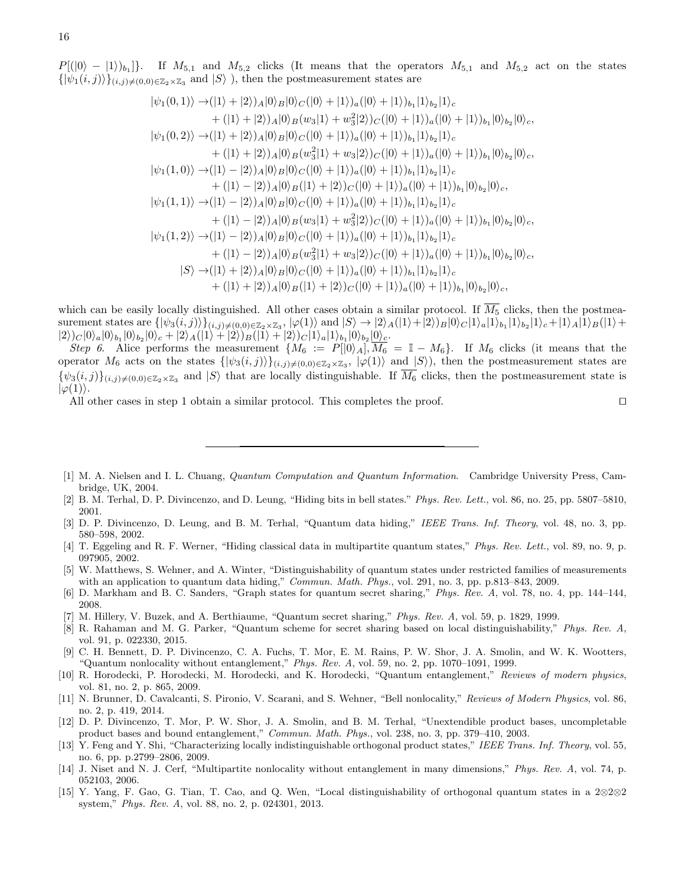$P[(|0\rangle - |1\rangle)_{b_1}]\}$. If $M_{5,1}$ and $M_{5,2}$ clicks (It means that the operators $M_{5,1}$ and $M_{5,2}$ act on the states $\{|\psi_1(i,j)\rangle\}_{(i,j)\neq(0,0)\in\mathbb{Z}_2\times\mathbb{Z}_3}$ and $|S\rangle$ ), then the postmeasurement states are

$$
\begin{aligned}
|\psi_1(0,1)\rangle \to &(|1\rangle + |2\rangle)_A|0\rangle_B|0\rangle_C(|0\rangle + |1\rangle)_a(|0\rangle + |1\rangle)_{b_1}|1\rangle_{b_2}|1\rangle_c \\
&+ (|1\rangle + |2\rangle)_A|0\rangle_B(w_3|1\rangle + w_3^2|2\rangle)_C(|0\rangle + |1\rangle)_a(|0\rangle + |1\rangle)_{b_1}|0\rangle_{b_2}|0\rangle_c, \\
|\psi_1(0,2)\rangle \to &(|1\rangle + |2\rangle)_A|0\rangle_B|0\rangle_C(|0\rangle + |1\rangle)_a(|0\rangle + |1\rangle)_{b_1}|1\rangle_{b_2}|1\rangle_c \\
&+ (|1\rangle + |2\rangle)_A|0\rangle_B(w_3^2|1\rangle + w_3|2\rangle)_C(|0\rangle + |1\rangle)_a(|0\rangle + |1\rangle)_{b_1}|0\rangle_{b_2}|0\rangle_c, \\
|\psi_1(1,0)\rangle \to &(|1\rangle - |2\rangle)_A|0\rangle_B|0\rangle_C(|0\rangle + |1\rangle)_a(|0\rangle + |1\rangle)_{b_1}|1\rangle_{b_2}|1\rangle_c \\
&+ (|1\rangle - |2\rangle)_A|0\rangle_B(|1\rangle + |2\rangle)_C(|0\rangle + |1\rangle)_a(|0\rangle + |1\rangle)_{b_1}|0\rangle_{b_2}|0\rangle_c, \\
|\psi_1(1,1)\rangle \to &(|1\rangle - |2\rangle)_A|0\rangle_B|0\rangle_C(|0\rangle + |1\rangle)_a(|0\rangle + |1\rangle)_{b_1}|1\rangle_{b_2}|1\rangle_c \\
&+ (|1\rangle - |2\rangle)_A|0\rangle_B(w_3|1\rangle + w_3^2|2\rangle)_C(|0\rangle + |1\rangle)_a(|0\rangle + |1\rangle)_{b_1}|0\rangle_{b_2}|0\rangle_c, \\
|\psi_1(1,2)\rangle \to &(|1\rangle - |2\rangle)_A|0\rangle_B|0\rangle_C(|0\rangle + |1\rangle)_a(|0\rangle + |1\rangle)_{b_1}|1\rangle_{b_2}|1\rangle_c \\
&+ (|1\rangle - |2\rangle)_A|0\rangle_B(w_3^2|1\rangle + w_3|2\rangle)_C(|0\rangle + |1\rangle)_a(|0\rangle + |1\rangle)_{b_1}|0\rangle_{b_2}|0\rangle_c, \\
|S\rangle \to &(|1\rangle + |2\rangle)_A|0\rangle_B|0\rangle_C(|0\rangle + |1\rangle)_a(|0\rangle + |1\rangle)_{b_1}|1\rangle_{b_2}|1\rangle_c \\
&+ (|1\rangle + |2\rangle)_A|0\rangle_B(|1\rangle + |2\rangle)_C(|0\rangle + |1\rangle)_a(|0\rangle + |1\rangle)_{b_1}|0\rangle_{b_2}|0\rangle_c,
\end{aligned}
$$

which can be easily locally distinguished. All other cases obtain a similar protocol. If $\overline{M_5}$ clicks, then the postmeasurement states are $\{|\psi_3(i,j)\rangle\}_{(i,j)\neq(0,0)\in\mathbb{Z}_2\times\mathbb{Z}_3}$, $|\varphi(1)\rangle$ and $|S\rangle \to |2\rangle_A(|1\rangle + |2\rangle)_B|0\rangle_C|1\rangle_a|1\rangle_{b_1}|1\rangle_{b_2}|1\rangle_c + |1\rangle_A|1\rangle_B(|1\rangle + |2\rangle)_C|0\rangle_a|0\rangle_{b_1}|0\rangle_{b_2}|0\rangle_c + |2\rangle_A(|1\rangle + |2\rangle)_B(|1\rangle + |2\rangle)_C|1\rangle_a|1\rangle_{b_1}|0\rangle_{b_2}|0\rangle_c$.

*Step 6*. Alice performs the measurement $\{M_6 := P[|0\rangle_A], \overline{M_6} = \mathbb{I} - M_6\}$. If $M_6$ clicks (it means that the operator $M_6$ acts on the states $\{|\psi_3(i,j)\rangle\}_{(i,j)\neq(0,0)\in\mathbb{Z}_2\times\mathbb{Z}_3}$, $|\varphi(1)\rangle$ and $|S\rangle$), then the postmeasurement states are $\{\psi_3(i,j)\}_{(i,j)\neq(0,0)\in\mathbb{Z}_2\times\mathbb{Z}_3}$ and $|S\rangle$ that are locally distinguishable. If $\overline{M_6}$ clicks, then the postmeasurement state is $|\varphi(1)\rangle$.

All other cases in step 1 obtain a similar protocol. This completes the proof. $\square$

---

[1] M. A. Nielsen and I. L. Chuang, *Quantum Computation and Quantum Information*. Cambridge University Press, Cambridge, UK, 2004.

[2] B. M. Terhal, D. P. Divincenzo, and D. Leung, "Hiding bits in bell states." *Phys. Rev. Lett.*, vol. 86, no. 25, pp. 5807–5810, 2001.

[3] D. P. Divincenzo, D. Leung, and B. M. Terhal, "Quantum data hiding," *IEEE Trans. Inf. Theory*, vol. 48, no. 3, pp. 580–598, 2002.

[4] T. Eggeling and R. F. Werner, "Hiding classical data in multipartite quantum states," *Phys. Rev. Lett.*, vol. 89, no. 9, p. 097905, 2002.

[5] W. Matthews, S. Wehner, and A. Winter, "Distinguishability of quantum states under restricted families of measurements with an application to quantum data hiding," *Commun. Math. Phys.*, vol. 291, no. 3, pp. p.813–843, 2009.

[6] D. Markham and B. C. Sanders, "Graph states for quantum secret sharing," *Phys. Rev. A*, vol. 78, no. 4, pp. 144–144, 2008.

[7] M. Hillery, V. Buzek, and A. Berthiaume, "Quantum secret sharing," *Phys. Rev. A*, vol. 59, p. 1829, 1999.

[8] R. Rahaman and M. G. Parker, "Quantum scheme for secret sharing based on local distinguishability," *Phys. Rev. A*, vol. 91, p. 022330, 2015.

[9] C. H. Bennett, D. P. Divincenzo, C. A. Fuchs, T. Mor, E. M. Rains, P. W. Shor, J. A. Smolin, and W. K. Wootters, "Quantum nonlocality without entanglement," *Phys. Rev. A*, vol. 59, no. 2, pp. 1070–1091, 1999.

[10] R. Horodecki, P. Horodecki, M. Horodecki, and K. Horodecki, "Quantum entanglement," *Reviews of modern physics*, vol. 81, no. 2, p. 865, 2009.

[11] N. Brunner, D. Cavalcanti, S. Pironio, V. Scarani, and S. Wehner, "Bell nonlocality," *Reviews of Modern Physics*, vol. 86, no. 2, p. 419, 2014.

[12] D. P. Divincenzo, T. Mor, P. W. Shor, J. A. Smolin, and B. M. Terhal, "Unextendible product bases, uncompletable product bases and bound entanglement," *Commun. Math. Phys.*, vol. 238, no. 3, pp. 379–410, 2003.

[13] Y. Feng and Y. Shi, "Characterizing locally indistinguishable orthogonal product states," *IEEE Trans. Inf. Theory*, vol. 55, no. 6, pp. p.2799–2806, 2009.

[14] J. Niset and N. J. Cerf, "Multipartite nonlocality without entanglement in many dimensions," *Phys. Rev. A*, vol. 74, p. 052103, 2006.

[15] Y. Yang, F. Gao, G. Tian, T. Cao, and Q. Wen, "Local distinguishability of orthogonal quantum states in a 2⊗2⊗2 system," *Phys. Rev. A*, vol. 88, no. 2, p. 024301, 2013.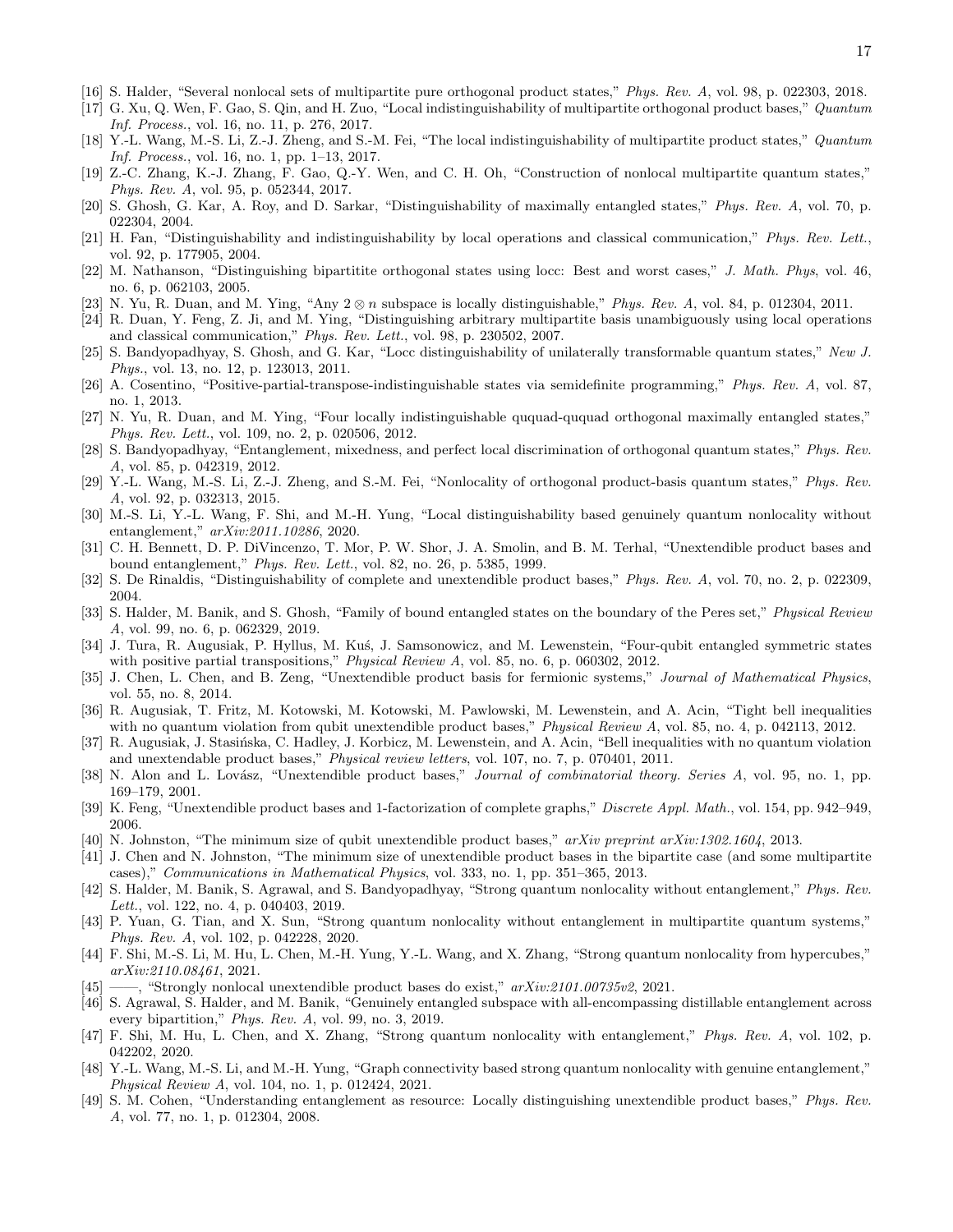[16] S. Halder, "Several nonlocal sets of multipartite pure orthogonal product states," *Phys. Rev. A*, vol. 98, p. 022303, 2018.

[17] G. Xu, Q. Wen, F. Gao, S. Qin, and H. Zuo, "Local indistinguishability of multipartite orthogonal product bases," *Quantum Inf. Process.*, vol. 16, no. 11, p. 276, 2017.

[18] Y.-L. Wang, M.-S. Li, Z.-J. Zheng, and S.-M. Fei, "The local indistinguishability of multipartite product states," *Quantum Inf. Process.*, vol. 16, no. 1, pp. 1–13, 2017.

[19] Z.-C. Zhang, K.-J. Zhang, F. Gao, Q.-Y. Wen, and C. H. Oh, "Construction of nonlocal multipartite quantum states," *Phys. Rev. A*, vol. 95, p. 052344, 2017.

[20] S. Ghosh, G. Kar, A. Roy, and D. Sarkar, "Distinguishability of maximally entangled states," *Phys. Rev. A*, vol. 70, p. 022304, 2004.

[21] H. Fan, "Distinguishability and indistinguishability by local operations and classical communication," *Phys. Rev. Lett.*, vol. 92, p. 177905, 2004.

[22] M. Nathanson, "Distinguishing bipartitite orthogonal states using locc: Best and worst cases," *J. Math. Phys*, vol. 46, no. 6, p. 062103, 2005.

[23] N. Yu, R. Duan, and M. Ying, "Any $2 \otimes n$ subspace is locally distinguishable," *Phys. Rev. A*, vol. 84, p. 012304, 2011.

[24] R. Duan, Y. Feng, Z. Ji, and M. Ying, "Distinguishing arbitrary multipartite basis unambiguously using local operations and classical communication," *Phys. Rev. Lett.*, vol. 98, p. 230502, 2007.

[25] S. Bandyopadhyay, S. Ghosh, and G. Kar, "Locc distinguishability of unilaterally transformable quantum states," *New J. Phys.*, vol. 13, no. 12, p. 123013, 2011.

[26] A. Cosentino, "Positive-partial-transpose-indistinguishable states via semidefinite programming," *Phys. Rev. A*, vol. 87, no. 1, 2013.

[27] N. Yu, R. Duan, and M. Ying, "Four locally indistinguishable ququad-ququad orthogonal maximally entangled states," *Phys. Rev. Lett.*, vol. 109, no. 2, p. 020506, 2012.

[28] S. Bandyopadhyay, "Entanglement, mixedness, and perfect local discrimination of orthogonal quantum states," *Phys. Rev. A*, vol. 85, p. 042319, 2012.

[29] Y.-L. Wang, M.-S. Li, Z.-J. Zheng, and S.-M. Fei, "Nonlocality of orthogonal product-basis quantum states," *Phys. Rev. A*, vol. 92, p. 032313, 2015.

[30] M.-S. Li, Y.-L. Wang, F. Shi, and M.-H. Yung, "Local distinguishability based genuinely quantum nonlocality without entanglement," *arXiv:2011.10286*, 2020.

[31] C. H. Bennett, D. P. DiVincenzo, T. Mor, P. W. Shor, J. A. Smolin, and B. M. Terhal, "Unextendible product bases and bound entanglement," *Phys. Rev. Lett.*, vol. 82, no. 26, p. 5385, 1999.

[32] S. De Rinaldis, "Distinguishability of complete and unextendible product bases," *Phys. Rev. A*, vol. 70, no. 2, p. 022309, 2004.

[33] S. Halder, M. Banik, and S. Ghosh, "Family of bound entangled states on the boundary of the Peres set," *Physical Review A*, vol. 99, no. 6, p. 062329, 2019.

[34] J. Tura, R. Augusiak, P. Hyllus, M. Kuś, J. Samsonowicz, and M. Lewenstein, "Four-qubit entangled symmetric states with positive partial transpositions," *Physical Review A*, vol. 85, no. 6, p. 060302, 2012.

[35] J. Chen, L. Chen, and B. Zeng, "Unextendible product basis for fermionic systems," *Journal of Mathematical Physics*, vol. 55, no. 8, 2014.

[36] R. Augusiak, T. Fritz, M. Kotowski, M. Kotowski, M. Pawlowski, M. Lewenstein, and A. Acin, "Tight bell inequalities with no quantum violation from qubit unextendible product bases," *Physical Review A*, vol. 85, no. 4, p. 042113, 2012.

[37] R. Augusiak, J. Stasińska, C. Hadley, J. Korbicz, M. Lewenstein, and A. Acin, "Bell inequalities with no quantum violation and unextendable product bases," *Physical review letters*, vol. 107, no. 7, p. 070401, 2011.

[38] N. Alon and L. Lovász, "Unextendible product bases," *Journal of combinatorial theory. Series A*, vol. 95, no. 1, pp. 169–179, 2001.

[39] K. Feng, "Unextendible product bases and 1-factorization of complete graphs," *Discrete Appl. Math.*, vol. 154, pp. 942–949, 2006.

[40] N. Johnston, "The minimum size of qubit unextendible product bases," *arXiv preprint arXiv:1302.1604*, 2013.

[41] J. Chen and N. Johnston, "The minimum size of unextendible product bases in the bipartite case (and some multipartite cases)," *Communications in Mathematical Physics*, vol. 333, no. 1, pp. 351–365, 2013.

[42] S. Halder, M. Banik, S. Agrawal, and S. Bandyopadhyay, "Strong quantum nonlocality without entanglement," *Phys. Rev. Lett.*, vol. 122, no. 4, p. 040403, 2019.

[43] P. Yuan, G. Tian, and X. Sun, "Strong quantum nonlocality without entanglement in multipartite quantum systems," *Phys. Rev. A*, vol. 102, p. 042228, 2020.

[44] F. Shi, M.-S. Li, M. Hu, L. Chen, M.-H. Yung, Y.-L. Wang, and X. Zhang, "Strong quantum nonlocality from hypercubes," *arXiv:2110.08461*, 2021.

[45] ——, "Strongly nonlocal unextendible product bases do exist," *arXiv:2101.00735v2*, 2021.

[46] S. Agrawal, S. Halder, and M. Banik, "Genuinely entangled subspace with all-encompassing distillable entanglement across every bipartition," *Phys. Rev. A*, vol. 99, no. 3, 2019.

[47] F. Shi, M. Hu, L. Chen, and X. Zhang, "Strong quantum nonlocality with entanglement," *Phys. Rev. A*, vol. 102, p. 042202, 2020.

[48] Y.-L. Wang, M.-S. Li, and M.-H. Yung, "Graph connectivity based strong quantum nonlocality with genuine entanglement," *Physical Review A*, vol. 104, no. 1, p. 012424, 2021.

[49] S. M. Cohen, "Understanding entanglement as resource: Locally distinguishing unextendible product bases," *Phys. Rev. A*, vol. 77, no. 1, p. 012304, 2008.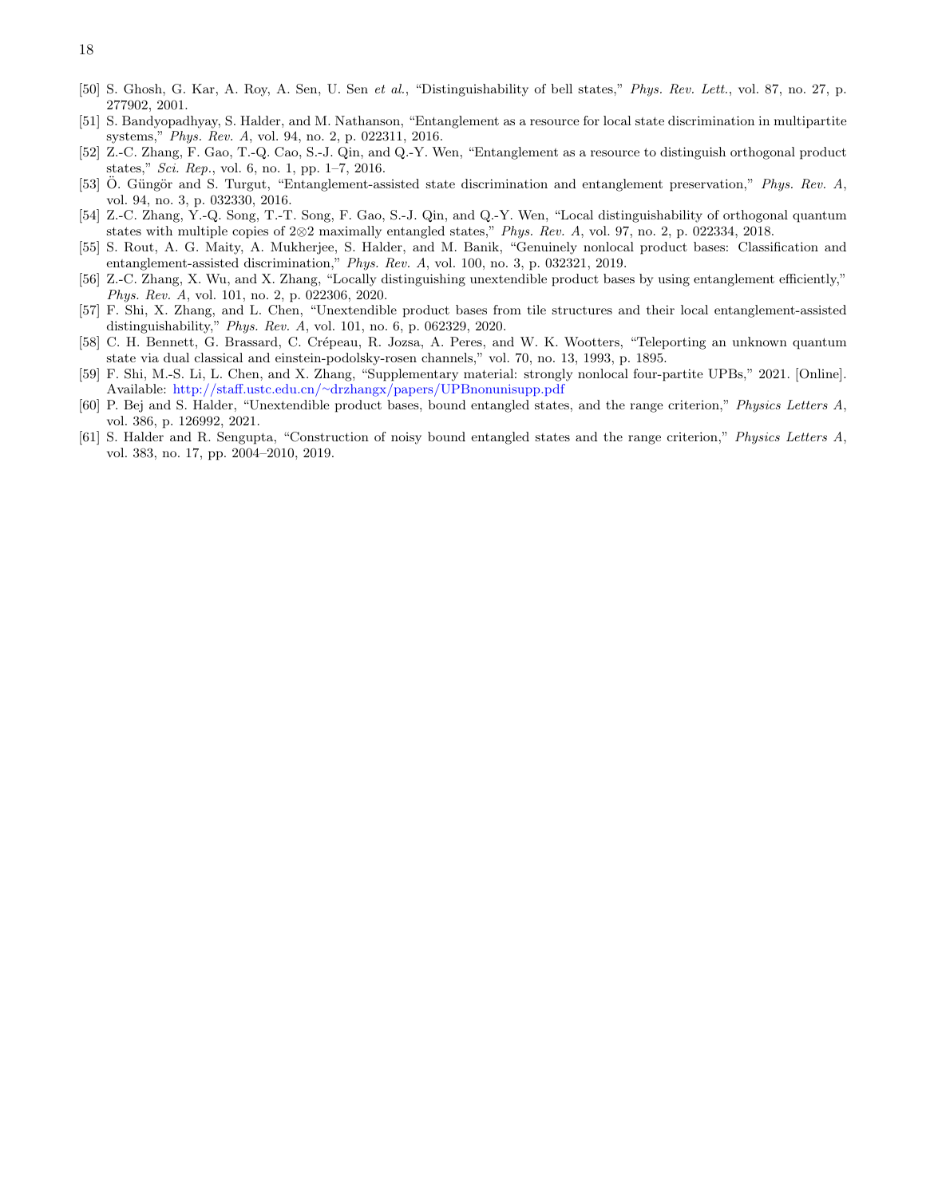[50] S. Ghosh, G. Kar, A. Roy, A. Sen, U. Sen *et al.*, "Distinguishability of bell states," *Phys. Rev. Lett.*, vol. 87, no. 27, p. 277902, 2001.

[51] S. Bandyopadhyay, S. Halder, and M. Nathanson, "Entanglement as a resource for local state discrimination in multipartite systems," *Phys. Rev. A*, vol. 94, no. 2, p. 022311, 2016.

[52] Z.-C. Zhang, F. Gao, T.-Q. Cao, S.-J. Qin, and Q.-Y. Wen, "Entanglement as a resource to distinguish orthogonal product states," *Sci. Rep.*, vol. 6, no. 1, pp. 1–7, 2016.

[53] Ö. Güngör and S. Turgut, "Entanglement-assisted state discrimination and entanglement preservation," *Phys. Rev. A*, vol. 94, no. 3, p. 032330, 2016.

[54] Z.-C. Zhang, Y.-Q. Song, T.-T. Song, F. Gao, S.-J. Qin, and Q.-Y. Wen, "Local distinguishability of orthogonal quantum states with multiple copies of 2⊗2 maximally entangled states," *Phys. Rev. A*, vol. 97, no. 2, p. 022334, 2018.

[55] S. Rout, A. G. Maity, A. Mukherjee, S. Halder, and M. Banik, "Genuinely nonlocal product bases: Classification and entanglement-assisted discrimination," *Phys. Rev. A*, vol. 100, no. 3, p. 032321, 2019.

[56] Z.-C. Zhang, X. Wu, and X. Zhang, "Locally distinguishing unextendible product bases by using entanglement efficiently," *Phys. Rev. A*, vol. 101, no. 2, p. 022306, 2020.

[57] F. Shi, X. Zhang, and L. Chen, "Unextendible product bases from tile structures and their local entanglement-assisted distinguishability," *Phys. Rev. A*, vol. 101, no. 6, p. 062329, 2020.

[58] C. H. Bennett, G. Brassard, C. Crépeau, R. Jozsa, A. Peres, and W. K. Wootters, "Teleporting an unknown quantum state via dual classical and einstein-podolsky-rosen channels," vol. 70, no. 13, 1993, p. 1895.

[59] F. Shi, M.-S. Li, L. Chen, and X. Zhang, "Supplementary material: strongly nonlocal four-partite UPBs," 2021. [Online]. Available: http://staff.ustc.edu.cn/~drzhangx/papers/UPBnonunisupp.pdf

[60] P. Bej and S. Halder, "Unextendible product bases, bound entangled states, and the range criterion," *Physics Letters A*, vol. 386, p. 126992, 2021.

[61] S. Halder and R. Sengupta, "Construction of noisy bound entangled states and the range criterion," *Physics Letters A*, vol. 383, no. 17, pp. 2004–2010, 2019.